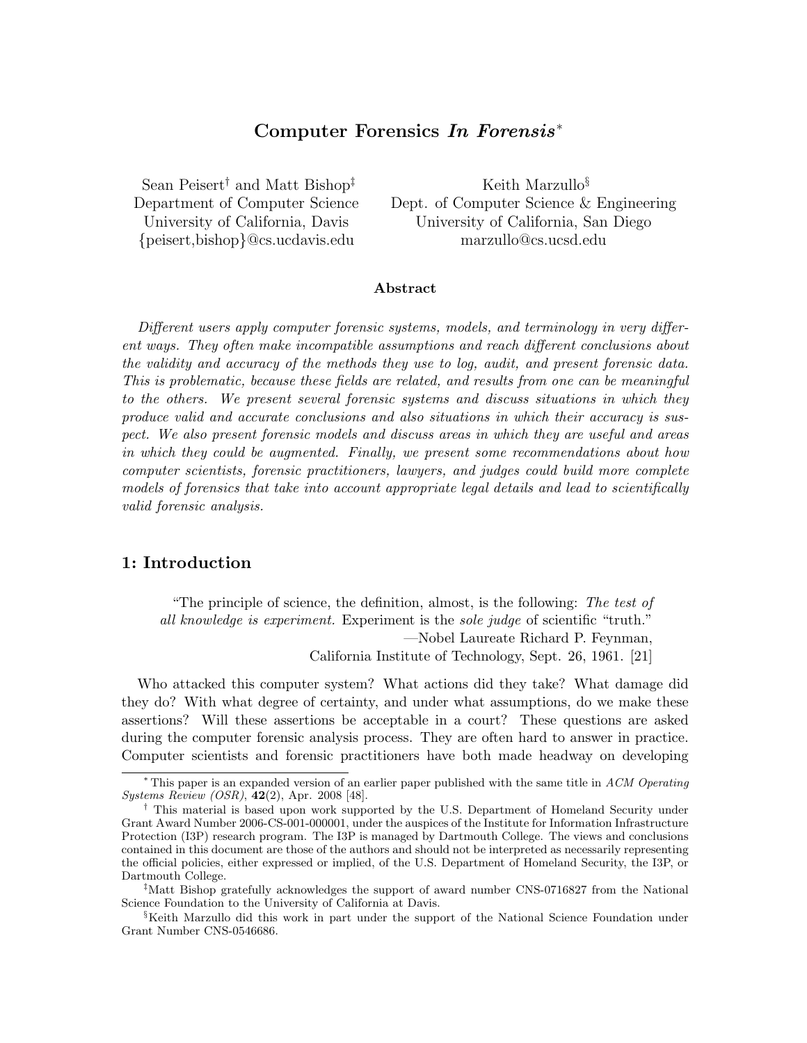# Computer Forensics *In Forensis*[*]

Sean Peisert[†] and Matt Bishop[‡]
Department of Computer Science
University of California, Davis
{peisert,bishop}@cs.ucdavis.edu

Keith Marzullo[§]
Dept. of Computer Science & Engineering
University of California, San Diego
marzullo@cs.ucsd.edu

### Abstract

*Different users apply computer forensic systems, models, and terminology in very different ways. They often make incompatible assumptions and reach different conclusions about the validity and accuracy of the methods they use to log, audit, and present forensic data. This is problematic, because these fields are related, and results from one can be meaningful to the others. We present several forensic systems and discuss situations in which they produce valid and accurate conclusions and also situations in which their accuracy is suspect. We also present forensic models and discuss areas in which they are useful and areas in which they could be augmented. Finally, we present some recommendations about how computer scientists, forensic practitioners, lawyers, and judges could build more complete models of forensics that take into account appropriate legal details and lead to scientifically valid forensic analysis.*

## 1: Introduction

> "The principle of science, the definition, almost, is the following: *The test of all knowledge is experiment.* Experiment is the *sole judge* of scientific "truth."
> —Nobel Laureate Richard P. Feynman,
> California Institute of Technology, Sept. 26, 1961. [21]

Who attacked this computer system? What actions did they take? What damage did they do? With what degree of certainty, and under what assumptions, do we make these assertions? Will these assertions be acceptable in a court? These questions are asked during the computer forensic analysis process. They are often hard to answer in practice. Computer scientists and forensic practitioners have both made headway on developing

---

[*] This paper is an expanded version of an earlier paper published with the same title in *ACM Operating Systems Review (OSR)*, **42**(2), Apr. 2008 [48].

[†] This material is based upon work supported by the U.S. Department of Homeland Security under Grant Award Number 2006-CS-001-000001, under the auspices of the Institute for Information Infrastructure Protection (I3P) research program. The I3P is managed by Dartmouth College. The views and conclusions contained in this document are those of the authors and should not be interpreted as necessarily representing the official policies, either expressed or implied, of the U.S. Department of Homeland Security, the I3P, or Dartmouth College.

[‡] Matt Bishop gratefully acknowledges the support of award number CNS-0716827 from the National Science Foundation to the University of California at Davis.

[§] Keith Marzullo did this work in part under the support of the National Science Foundation under Grant Number CNS-0546686.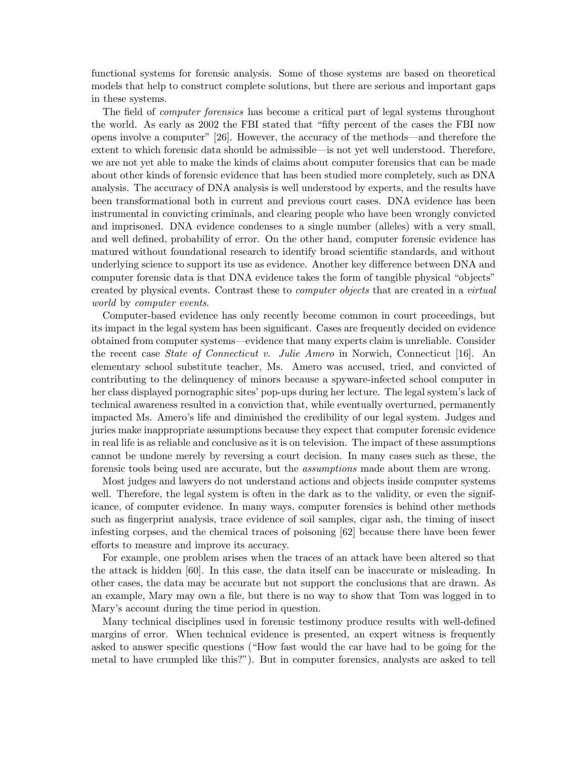functional systems for forensic analysis. Some of those systems are based on theoretical models that help to construct complete solutions, but there are serious and important gaps in these systems.

The field of *computer forensics* has become a critical part of legal systems throughout the world. As early as 2002 the FBI stated that "fifty percent of the cases the FBI now opens involve a computer" [26]. However, the accuracy of the methods—and therefore the extent to which forensic data should be admissible—is not yet well understood. Therefore, we are not yet able to make the kinds of claims about computer forensics that can be made about other kinds of forensic evidence that has been studied more completely, such as DNA analysis. The accuracy of DNA analysis is well understood by experts, and the results have been transformational both in current and previous court cases. DNA evidence has been instrumental in convicting criminals, and clearing people who have been wrongly convicted and imprisoned. DNA evidence condenses to a single number (alleles) with a very small, and well defined, probability of error. On the other hand, computer forensic evidence has matured without foundational research to identify broad scientific standards, and without underlying science to support its use as evidence. Another key difference between DNA and computer forensic data is that DNA evidence takes the form of tangible physical "objects" created by physical events. Contrast these to *computer objects* that are created in a *virtual world* by *computer events*.

Computer-based evidence has only recently become common in court proceedings, but its impact in the legal system has been significant. Cases are frequently decided on evidence obtained from computer systems—evidence that many experts claim is unreliable. Consider the recent case *State of Connecticut v. Julie Amero* in Norwich, Connecticut [16]. An elementary school substitute teacher, Ms. Amero was accused, tried, and convicted of contributing to the delinquency of minors because a spyware-infected school computer in her class displayed pornographic sites' pop-ups during her lecture. The legal system's lack of technical awareness resulted in a conviction that, while eventually overturned, permanently impacted Ms. Amero's life and diminished the credibility of our legal system. Judges and juries make inappropriate assumptions because they expect that computer forensic evidence in real life is as reliable and conclusive as it is on television. The impact of these assumptions cannot be undone merely by reversing a court decision. In many cases such as these, the forensic tools being used are accurate, but the *assumptions* made about them are wrong.

Most judges and lawyers do not understand actions and objects inside computer systems well. Therefore, the legal system is often in the dark as to the validity, or even the significance, of computer evidence. In many ways, computer forensics is behind other methods such as fingerprint analysis, trace evidence of soil samples, cigar ash, the timing of insect infesting corpses, and the chemical traces of poisoning [62] because there have been fewer efforts to measure and improve its accuracy.

For example, one problem arises when the traces of an attack have been altered so that the attack is hidden [60]. In this case, the data itself can be inaccurate or misleading. In other cases, the data may be accurate but not support the conclusions that are drawn. As an example, Mary may own a file, but there is no way to show that Tom was logged in to Mary's account during the time period in question.

Many technical disciplines used in forensic testimony produce results with well-defined margins of error. When technical evidence is presented, an expert witness is frequently asked to answer specific questions ("How fast would the car have had to be going for the metal to have crumpled like this?"). But in computer forensics, analysts are asked to tell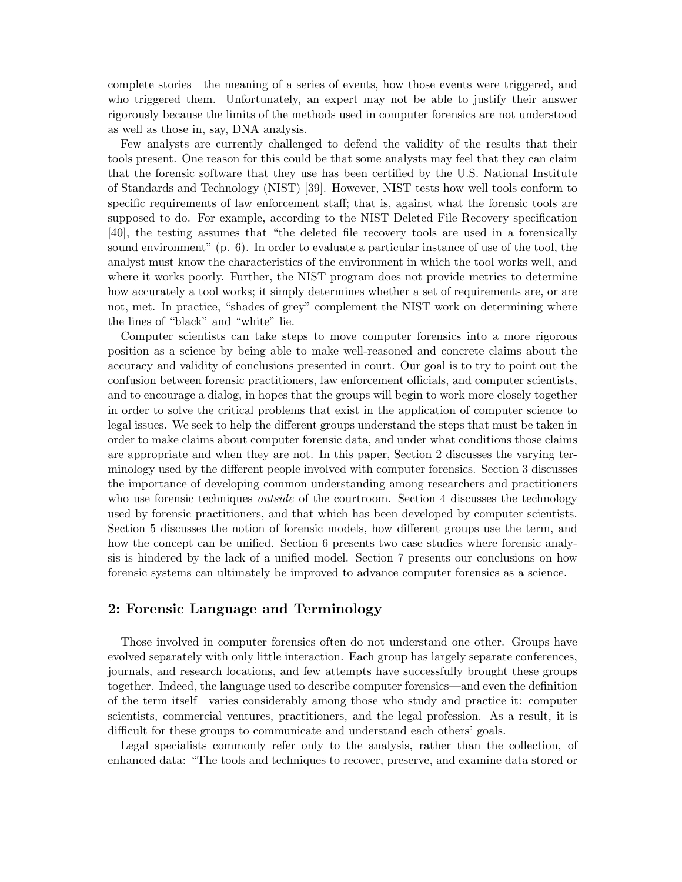complete stories—the meaning of a series of events, how those events were triggered, and who triggered them. Unfortunately, an expert may not be able to justify their answer rigorously because the limits of the methods used in computer forensics are not understood as well as those in, say, DNA analysis.

Few analysts are currently challenged to defend the validity of the results that their tools present. One reason for this could be that some analysts may feel that they can claim that the forensic software that they use has been certified by the U.S. National Institute of Standards and Technology (NIST) [39]. However, NIST tests how well tools conform to specific requirements of law enforcement staff; that is, against what the forensic tools are supposed to do. For example, according to the NIST Deleted File Recovery specification [40], the testing assumes that "the deleted file recovery tools are used in a forensically sound environment" (p. 6). In order to evaluate a particular instance of use of the tool, the analyst must know the characteristics of the environment in which the tool works well, and where it works poorly. Further, the NIST program does not provide metrics to determine how accurately a tool works; it simply determines whether a set of requirements are, or are not, met. In practice, "shades of grey" complement the NIST work on determining where the lines of "black" and "white" lie.

Computer scientists can take steps to move computer forensics into a more rigorous position as a science by being able to make well-reasoned and concrete claims about the accuracy and validity of conclusions presented in court. Our goal is to try to point out the confusion between forensic practitioners, law enforcement officials, and computer scientists, and to encourage a dialog, in hopes that the groups will begin to work more closely together in order to solve the critical problems that exist in the application of computer science to legal issues. We seek to help the different groups understand the steps that must be taken in order to make claims about computer forensic data, and under what conditions those claims are appropriate and when they are not. In this paper, Section 2 discusses the varying terminology used by the different people involved with computer forensics. Section 3 discusses the importance of developing common understanding among researchers and practitioners who use forensic techniques *outside* of the courtroom. Section 4 discusses the technology used by forensic practitioners, and that which has been developed by computer scientists. Section 5 discusses the notion of forensic models, how different groups use the term, and how the concept can be unified. Section 6 presents two case studies where forensic analysis is hindered by the lack of a unified model. Section 7 presents our conclusions on how forensic systems can ultimately be improved to advance computer forensics as a science.

## 2: Forensic Language and Terminology

Those involved in computer forensics often do not understand one other. Groups have evolved separately with only little interaction. Each group has largely separate conferences, journals, and research locations, and few attempts have successfully brought these groups together. Indeed, the language used to describe computer forensics—and even the definition of the term itself—varies considerably among those who study and practice it: computer scientists, commercial ventures, practitioners, and the legal profession. As a result, it is difficult for these groups to communicate and understand each others' goals.

Legal specialists commonly refer only to the analysis, rather than the collection, of enhanced data: "The tools and techniques to recover, preserve, and examine data stored or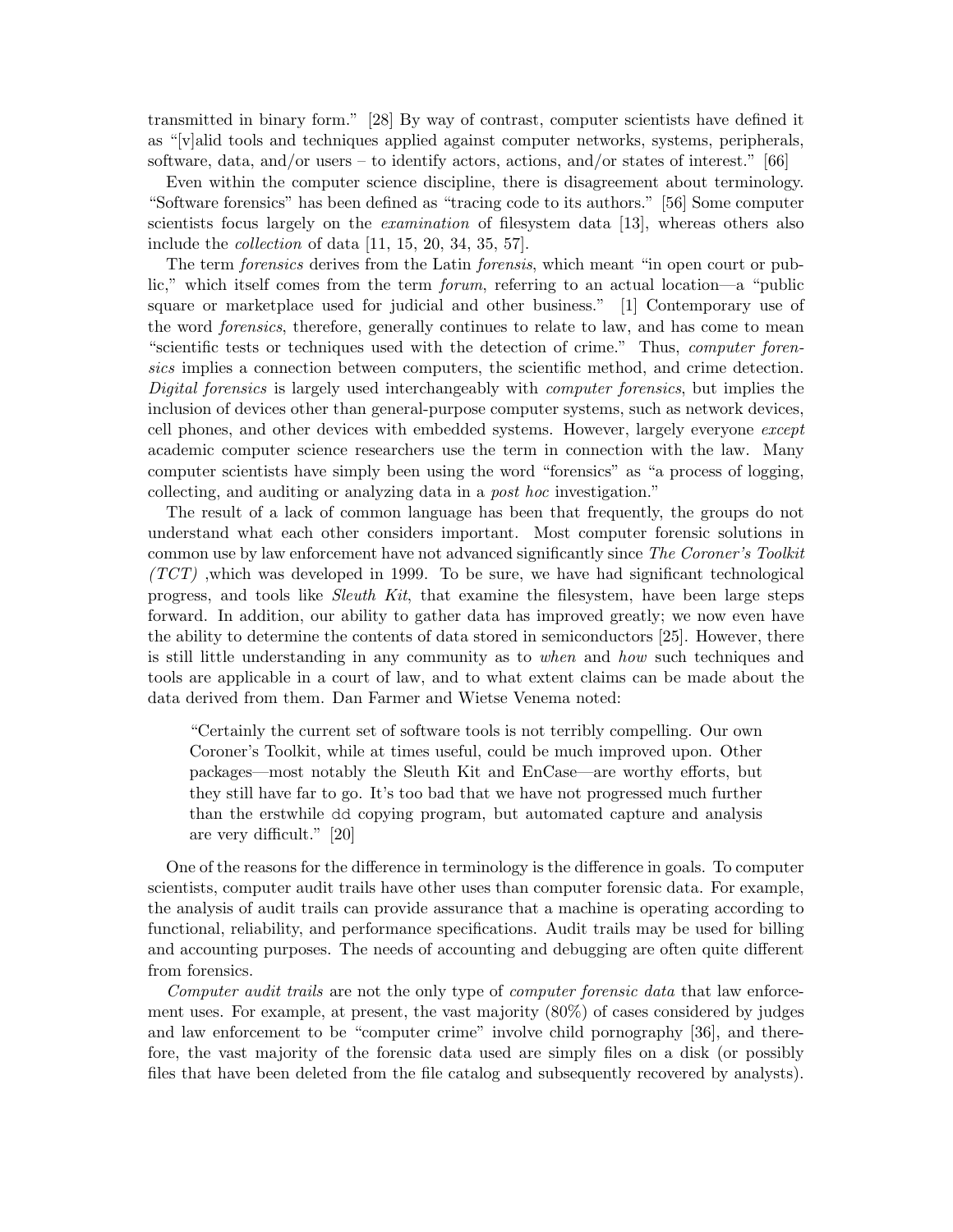transmitted in binary form." [28] By way of contrast, computer scientists have defined it as "[v]alid tools and techniques applied against computer networks, systems, peripherals, software, data, and/or users – to identify actors, actions, and/or states of interest." [66]

Even within the computer science discipline, there is disagreement about terminology. "Software forensics" has been defined as "tracing code to its authors." [56] Some computer scientists focus largely on the *examination* of filesystem data [13], whereas others also include the *collection* of data [11, 15, 20, 34, 35, 57].

The term *forensics* derives from the Latin *forensis*, which meant "in open court or public," which itself comes from the term *forum*, referring to an actual location—a "public square or marketplace used for judicial and other business." [1] Contemporary use of the word *forensics*, therefore, generally continues to relate to law, and has come to mean "scientific tests or techniques used with the detection of crime." Thus, *computer forensics* implies a connection between computers, the scientific method, and crime detection. *Digital forensics* is largely used interchangeably with *computer forensics*, but implies the inclusion of devices other than general-purpose computer systems, such as network devices, cell phones, and other devices with embedded systems. However, largely everyone *except* academic computer science researchers use the term in connection with the law. Many computer scientists have simply been using the word "forensics" as "a process of logging, collecting, and auditing or analyzing data in a *post hoc* investigation."

The result of a lack of common language has been that frequently, the groups do not understand what each other considers important. Most computer forensic solutions in common use by law enforcement have not advanced significantly since *The Coroner's Toolkit (TCT)* ,which was developed in 1999. To be sure, we have had significant technological progress, and tools like *Sleuth Kit*, that examine the filesystem, have been large steps forward. In addition, our ability to gather data has improved greatly; we now even have the ability to determine the contents of data stored in semiconductors [25]. However, there is still little understanding in any community as to *when* and *how* such techniques and tools are applicable in a court of law, and to what extent claims can be made about the data derived from them. Dan Farmer and Wietse Venema noted:

> "Certainly the current set of software tools is not terribly compelling. Our own Coroner's Toolkit, while at times useful, could be much improved upon. Other packages—most notably the Sleuth Kit and EnCase—are worthy efforts, but they still have far to go. It's too bad that we have not progressed much further than the erstwhile `dd` copying program, but automated capture and analysis are very difficult." [20]

One of the reasons for the difference in terminology is the difference in goals. To computer scientists, computer audit trails have other uses than computer forensic data. For example, the analysis of audit trails can provide assurance that a machine is operating according to functional, reliability, and performance specifications. Audit trails may be used for billing and accounting purposes. The needs of accounting and debugging are often quite different from forensics.

*Computer audit trails* are not the only type of *computer forensic data* that law enforcement uses. For example, at present, the vast majority (80%) of cases considered by judges and law enforcement to be "computer crime" involve child pornography [36], and therefore, the vast majority of the forensic data used are simply files on a disk (or possibly files that have been deleted from the file catalog and subsequently recovered by analysts).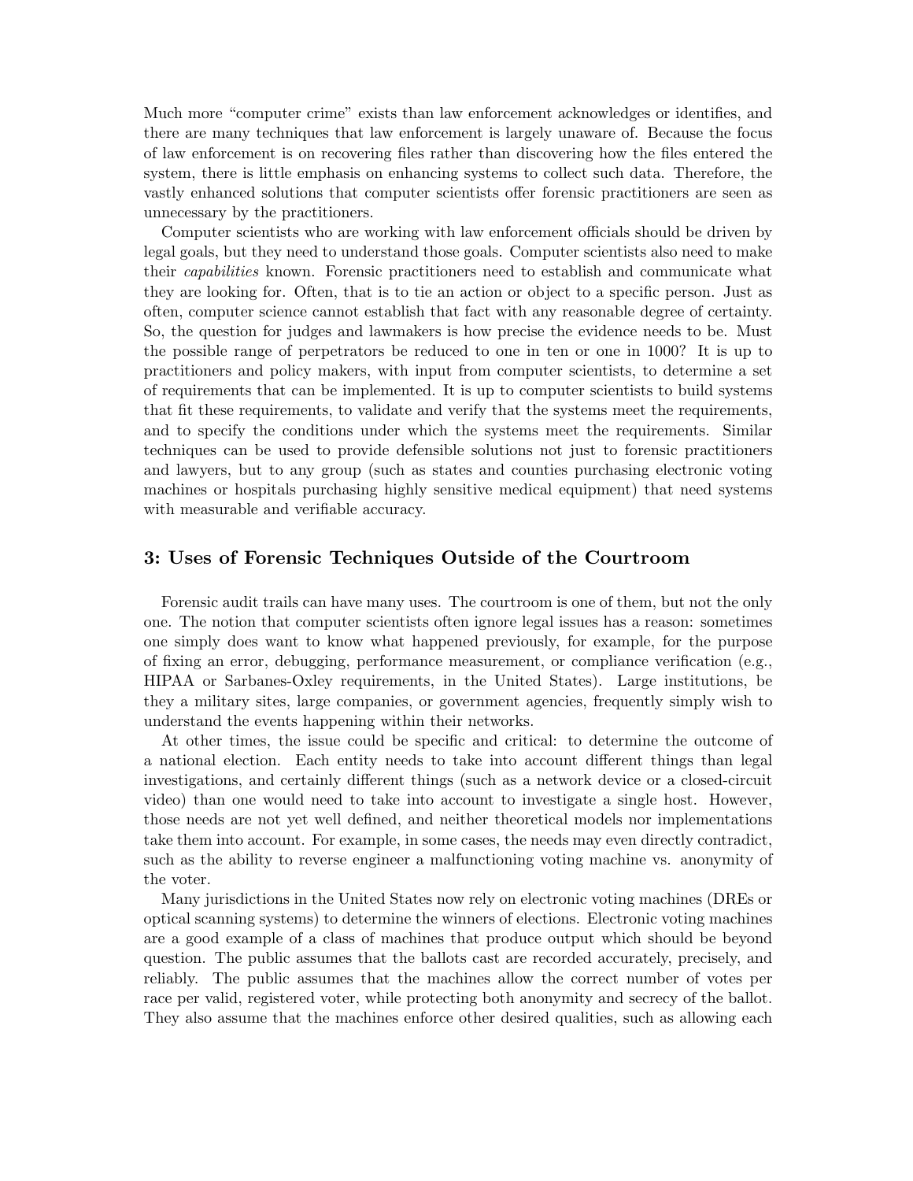Much more "computer crime" exists than law enforcement acknowledges or identifies, and there are many techniques that law enforcement is largely unaware of. Because the focus of law enforcement is on recovering files rather than discovering how the files entered the system, there is little emphasis on enhancing systems to collect such data. Therefore, the vastly enhanced solutions that computer scientists offer forensic practitioners are seen as unnecessary by the practitioners.

Computer scientists who are working with law enforcement officials should be driven by legal goals, but they need to understand those goals. Computer scientists also need to make their *capabilities* known. Forensic practitioners need to establish and communicate what they are looking for. Often, that is to tie an action or object to a specific person. Just as often, computer science cannot establish that fact with any reasonable degree of certainty. So, the question for judges and lawmakers is how precise the evidence needs to be. Must the possible range of perpetrators be reduced to one in ten or one in 1000? It is up to practitioners and policy makers, with input from computer scientists, to determine a set of requirements that can be implemented. It is up to computer scientists to build systems that fit these requirements, to validate and verify that the systems meet the requirements, and to specify the conditions under which the systems meet the requirements. Similar techniques can be used to provide defensible solutions not just to forensic practitioners and lawyers, but to any group (such as states and counties purchasing electronic voting machines or hospitals purchasing highly sensitive medical equipment) that need systems with measurable and verifiable accuracy.

## 3: Uses of Forensic Techniques Outside of the Courtroom

Forensic audit trails can have many uses. The courtroom is one of them, but not the only one. The notion that computer scientists often ignore legal issues has a reason: sometimes one simply does want to know what happened previously, for example, for the purpose of fixing an error, debugging, performance measurement, or compliance verification (e.g., HIPAA or Sarbanes-Oxley requirements, in the United States). Large institutions, be they a military sites, large companies, or government agencies, frequently simply wish to understand the events happening within their networks.

At other times, the issue could be specific and critical: to determine the outcome of a national election. Each entity needs to take into account different things than legal investigations, and certainly different things (such as a network device or a closed-circuit video) than one would need to take into account to investigate a single host. However, those needs are not yet well defined, and neither theoretical models nor implementations take them into account. For example, in some cases, the needs may even directly contradict, such as the ability to reverse engineer a malfunctioning voting machine vs. anonymity of the voter.

Many jurisdictions in the United States now rely on electronic voting machines (DREs or optical scanning systems) to determine the winners of elections. Electronic voting machines are a good example of a class of machines that produce output which should be beyond question. The public assumes that the ballots cast are recorded accurately, precisely, and reliably. The public assumes that the machines allow the correct number of votes per race per valid, registered voter, while protecting both anonymity and secrecy of the ballot. They also assume that the machines enforce other desired qualities, such as allowing each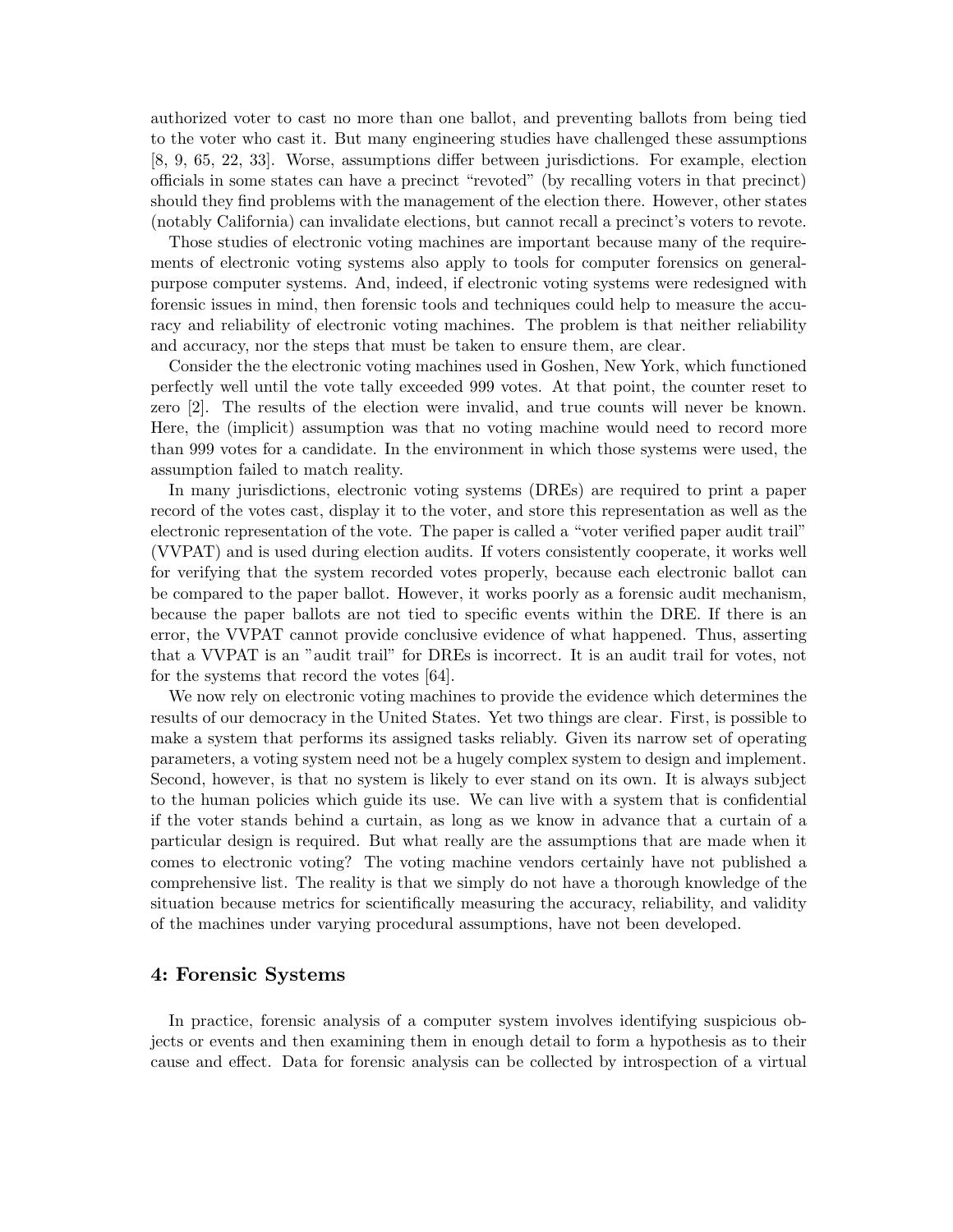authorized voter to cast no more than one ballot, and preventing ballots from being tied to the voter who cast it. But many engineering studies have challenged these assumptions [8, 9, 65, 22, 33]. Worse, assumptions differ between jurisdictions. For example, election officials in some states can have a precinct "revoted" (by recalling voters in that precinct) should they find problems with the management of the election there. However, other states (notably California) can invalidate elections, but cannot recall a precinct's voters to revote.

Those studies of electronic voting machines are important because many of the requirements of electronic voting systems also apply to tools for computer forensics on general-purpose computer systems. And, indeed, if electronic voting systems were redesigned with forensic issues in mind, then forensic tools and techniques could help to measure the accuracy and reliability of electronic voting machines. The problem is that neither reliability and accuracy, nor the steps that must be taken to ensure them, are clear.

Consider the the electronic voting machines used in Goshen, New York, which functioned perfectly well until the vote tally exceeded 999 votes. At that point, the counter reset to zero [2]. The results of the election were invalid, and true counts will never be known. Here, the (implicit) assumption was that no voting machine would need to record more than 999 votes for a candidate. In the environment in which those systems were used, the assumption failed to match reality.

In many jurisdictions, electronic voting systems (DREs) are required to print a paper record of the votes cast, display it to the voter, and store this representation as well as the electronic representation of the vote. The paper is called a "voter verified paper audit trail" (VVPAT) and is used during election audits. If voters consistently cooperate, it works well for verifying that the system recorded votes properly, because each electronic ballot can be compared to the paper ballot. However, it works poorly as a forensic audit mechanism, because the paper ballots are not tied to specific events within the DRE. If there is an error, the VVPAT cannot provide conclusive evidence of what happened. Thus, asserting that a VVPAT is an "audit trail" for DREs is incorrect. It is an audit trail for votes, not for the systems that record the votes [64].

We now rely on electronic voting machines to provide the evidence which determines the results of our democracy in the United States. Yet two things are clear. First, is possible to make a system that performs its assigned tasks reliably. Given its narrow set of operating parameters, a voting system need not be a hugely complex system to design and implement. Second, however, is that no system is likely to ever stand on its own. It is always subject to the human policies which guide its use. We can live with a system that is confidential if the voter stands behind a curtain, as long as we know in advance that a curtain of a particular design is required. But what really are the assumptions that are made when it comes to electronic voting? The voting machine vendors certainly have not published a comprehensive list. The reality is that we simply do not have a thorough knowledge of the situation because metrics for scientifically measuring the accuracy, reliability, and validity of the machines under varying procedural assumptions, have not been developed.

## 4: Forensic Systems

In practice, forensic analysis of a computer system involves identifying suspicious objects or events and then examining them in enough detail to form a hypothesis as to their cause and effect. Data for forensic analysis can be collected by introspection of a virtual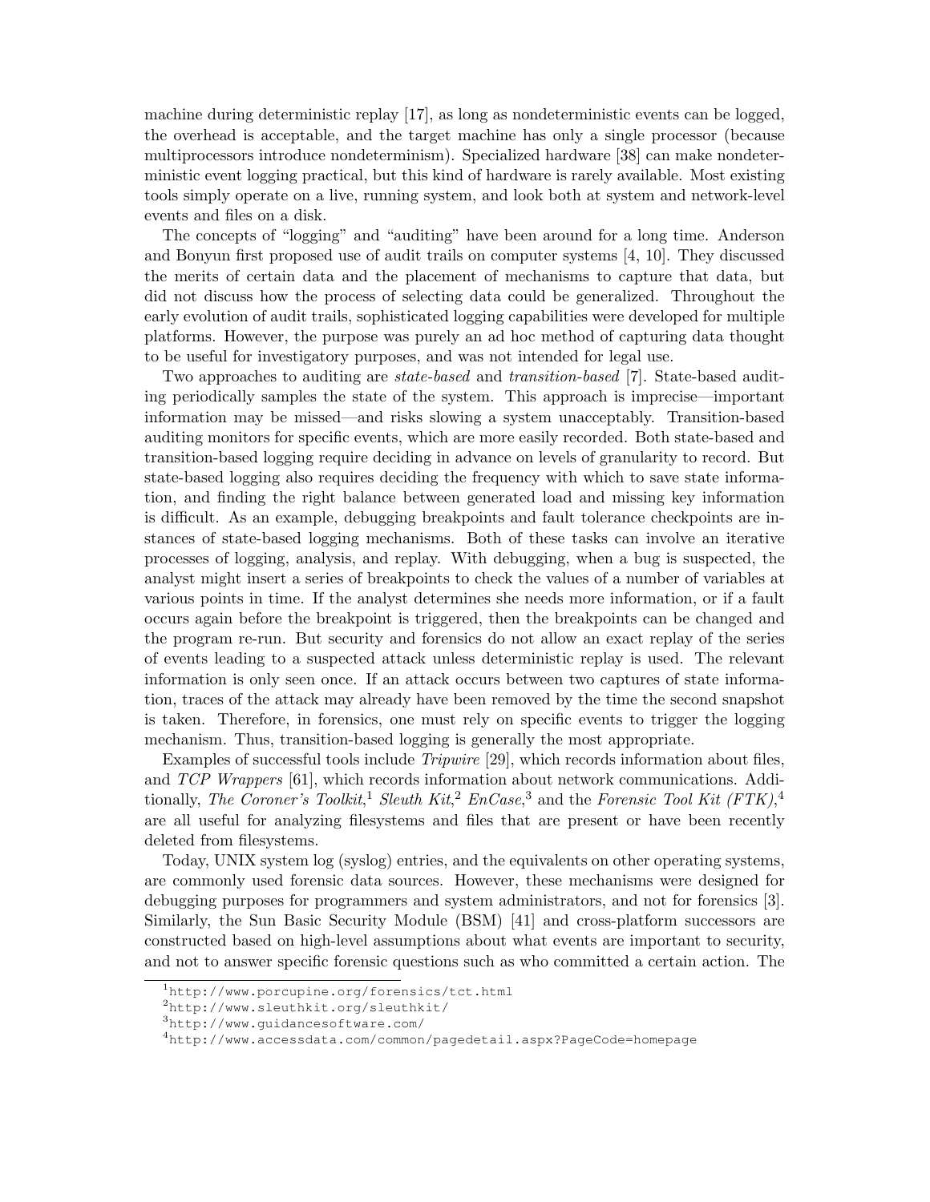machine during deterministic replay [17], as long as nondeterministic events can be logged, the overhead is acceptable, and the target machine has only a single processor (because multiprocessors introduce nondeterminism). Specialized hardware [38] can make nondeterministic event logging practical, but this kind of hardware is rarely available. Most existing tools simply operate on a live, running system, and look both at system and network-level events and files on a disk.

The concepts of "logging" and "auditing" have been around for a long time. Anderson and Bonyun first proposed use of audit trails on computer systems [4, 10]. They discussed the merits of certain data and the placement of mechanisms to capture that data, but did not discuss how the process of selecting data could be generalized. Throughout the early evolution of audit trails, sophisticated logging capabilities were developed for multiple platforms. However, the purpose was purely an ad hoc method of capturing data thought to be useful for investigatory purposes, and was not intended for legal use.

Two approaches to auditing are *state-based* and *transition-based* [7]. State-based auditing periodically samples the state of the system. This approach is imprecise—important information may be missed—and risks slowing a system unacceptably. Transition-based auditing monitors for specific events, which are more easily recorded. Both state-based and transition-based logging require deciding in advance on levels of granularity to record. But state-based logging also requires deciding the frequency with which to save state information, and finding the right balance between generated load and missing key information is difficult. As an example, debugging breakpoints and fault tolerance checkpoints are instances of state-based logging mechanisms. Both of these tasks can involve an iterative processes of logging, analysis, and replay. With debugging, when a bug is suspected, the analyst might insert a series of breakpoints to check the values of a number of variables at various points in time. If the analyst determines she needs more information, or if a fault occurs again before the breakpoint is triggered, then the breakpoints can be changed and the program re-run. But security and forensics do not allow an exact replay of the series of events leading to a suspected attack unless deterministic replay is used. The relevant information is only seen once. If an attack occurs between two captures of state information, traces of the attack may already have been removed by the time the second snapshot is taken. Therefore, in forensics, one must rely on specific events to trigger the logging mechanism. Thus, transition-based logging is generally the most appropriate.

Examples of successful tools include *Tripwire* [29], which records information about files, and *TCP Wrappers* [61], which records information about network communications. Additionally, *The Coroner's Toolkit*,[1] *Sleuth Kit*,[2] *EnCase*,[3] and the *Forensic Tool Kit (FTK)*,[4] are all useful for analyzing filesystems and files that are present or have been recently deleted from filesystems.

Today, UNIX system log (syslog) entries, and the equivalents on other operating systems, are commonly used forensic data sources. However, these mechanisms were designed for debugging purposes for programmers and system administrators, and not for forensics [3]. Similarly, the Sun Basic Security Module (BSM) [41] and cross-platform successors are constructed based on high-level assumptions about what events are important to security, and not to answer specific forensic questions such as who committed a certain action. The

[1] http://www.porcupine.org/forensics/tct.html
[2] http://www.sleuthkit.org/sleuthkit/
[3] http://www.guidancesoftware.com/
[4] http://www.accessdata.com/common/pagedetail.aspx?PageCode=homepage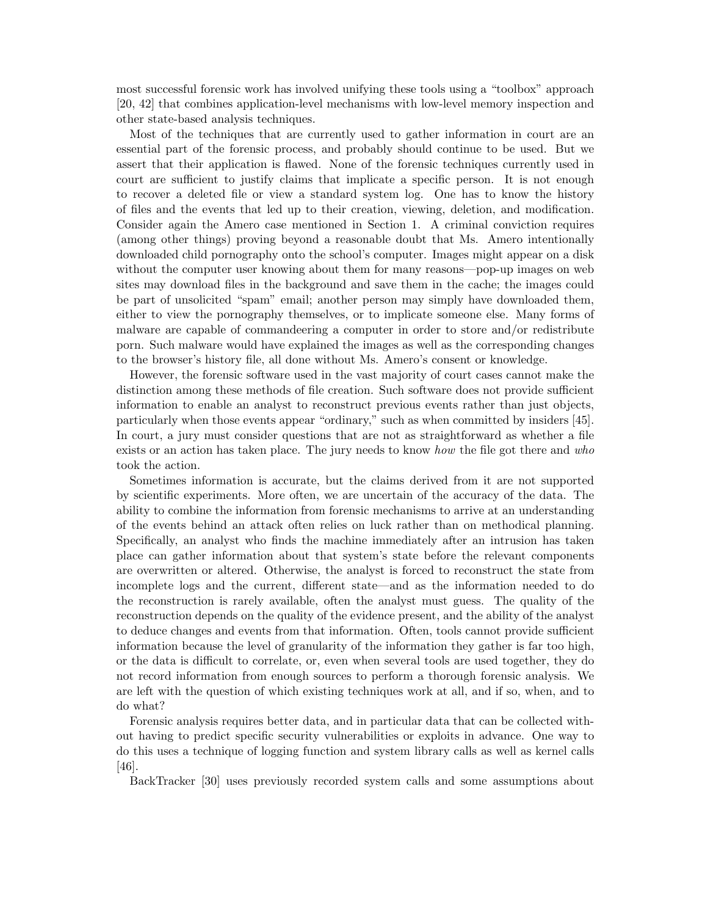most successful forensic work has involved unifying these tools using a "toolbox" approach [20, 42] that combines application-level mechanisms with low-level memory inspection and other state-based analysis techniques.

Most of the techniques that are currently used to gather information in court are an essential part of the forensic process, and probably should continue to be used. But we assert that their application is flawed. None of the forensic techniques currently used in court are sufficient to justify claims that implicate a specific person. It is not enough to recover a deleted file or view a standard system log. One has to know the history of files and the events that led up to their creation, viewing, deletion, and modification. Consider again the Amero case mentioned in Section 1. A criminal conviction requires (among other things) proving beyond a reasonable doubt that Ms. Amero intentionally downloaded child pornography onto the school's computer. Images might appear on a disk without the computer user knowing about them for many reasons—pop-up images on web sites may download files in the background and save them in the cache; the images could be part of unsolicited "spam" email; another person may simply have downloaded them, either to view the pornography themselves, or to implicate someone else. Many forms of malware are capable of commandeering a computer in order to store and/or redistribute porn. Such malware would have explained the images as well as the corresponding changes to the browser's history file, all done without Ms. Amero's consent or knowledge.

However, the forensic software used in the vast majority of court cases cannot make the distinction among these methods of file creation. Such software does not provide sufficient information to enable an analyst to reconstruct previous events rather than just objects, particularly when those events appear "ordinary," such as when committed by insiders [45]. In court, a jury must consider questions that are not as straightforward as whether a file exists or an action has taken place. The jury needs to know *how* the file got there and *who* took the action.

Sometimes information is accurate, but the claims derived from it are not supported by scientific experiments. More often, we are uncertain of the accuracy of the data. The ability to combine the information from forensic mechanisms to arrive at an understanding of the events behind an attack often relies on luck rather than on methodical planning. Specifically, an analyst who finds the machine immediately after an intrusion has taken place can gather information about that system's state before the relevant components are overwritten or altered. Otherwise, the analyst is forced to reconstruct the state from incomplete logs and the current, different state—and as the information needed to do the reconstruction is rarely available, often the analyst must guess. The quality of the reconstruction depends on the quality of the evidence present, and the ability of the analyst to deduce changes and events from that information. Often, tools cannot provide sufficient information because the level of granularity of the information they gather is far too high, or the data is difficult to correlate, or, even when several tools are used together, they do not record information from enough sources to perform a thorough forensic analysis. We are left with the question of which existing techniques work at all, and if so, when, and to do what?

Forensic analysis requires better data, and in particular data that can be collected without having to predict specific security vulnerabilities or exploits in advance. One way to do this uses a technique of logging function and system library calls as well as kernel calls [46].

BackTracker [30] uses previously recorded system calls and some assumptions about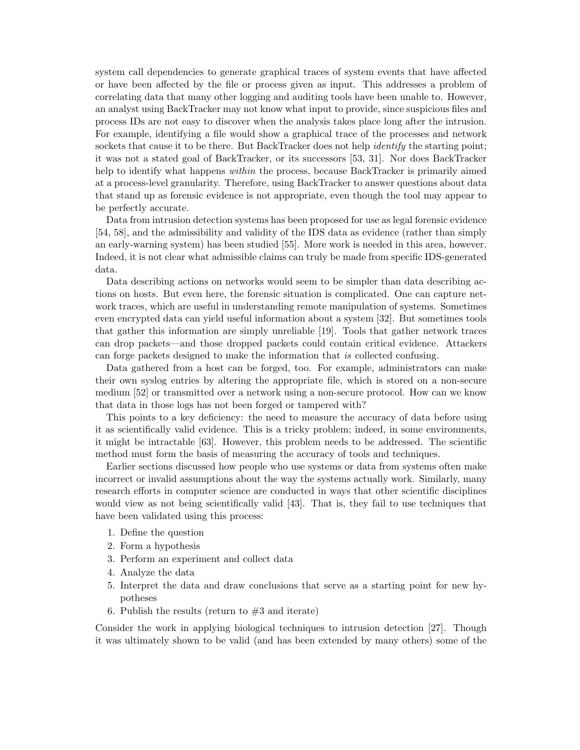system call dependencies to generate graphical traces of system events that have affected or have been affected by the file or process given as input. This addresses a problem of correlating data that many other logging and auditing tools have been unable to. However, an analyst using BackTracker may not know what input to provide, since suspicious files and process IDs are not easy to discover when the analysis takes place long after the intrusion. For example, identifying a file would show a graphical trace of the processes and network sockets that cause it to be there. But BackTracker does not help *identify* the starting point; it was not a stated goal of BackTracker, or its successors [53, 31]. Nor does BackTracker help to identify what happens *within* the process, because BackTracker is primarily aimed at a process-level granularity. Therefore, using BackTracker to answer questions about data that stand up as forensic evidence is not appropriate, even though the tool may appear to be perfectly accurate.

Data from intrusion detection systems has been proposed for use as legal forensic evidence [54, 58], and the admissibility and validity of the IDS data as evidence (rather than simply an early-warning system) has been studied [55]. More work is needed in this area, however. Indeed, it is not clear what admissible claims can truly be made from specific IDS-generated data.

Data describing actions on networks would seem to be simpler than data describing actions on hosts. But even here, the forensic situation is complicated. One can capture network traces, which are useful in understanding remote manipulation of systems. Sometimes even encrypted data can yield useful information about a system [32]. But sometimes tools that gather this information are simply unreliable [19]. Tools that gather network traces can drop packets—and those dropped packets could contain critical evidence. Attackers can forge packets designed to make the information that *is* collected confusing.

Data gathered from a host can be forged, too. For example, administrators can make their own syslog entries by altering the appropriate file, which is stored on a non-secure medium [52] or transmitted over a network using a non-secure protocol. How can we know that data in those logs has not been forged or tampered with?

This points to a key deficiency: the need to measure the accuracy of data before using it as scientifically valid evidence. This is a tricky problem; indeed, in some environments, it might be intractable [63]. However, this problem needs to be addressed. The scientific method must form the basis of measuring the accuracy of tools and techniques.

Earlier sections discussed how people who use systems or data from systems often make incorrect or invalid assumptions about the way the systems actually work. Similarly, many research efforts in computer science are conducted in ways that other scientific disciplines would view as not being scientifically valid [43]. That is, they fail to use techniques that have been validated using this process:

1. Define the question
2. Form a hypothesis
3. Perform an experiment and collect data
4. Analyze the data
5. Interpret the data and draw conclusions that serve as a starting point for new hypotheses
6. Publish the results (return to #3 and iterate)

Consider the work in applying biological techniques to intrusion detection [27]. Though it was ultimately shown to be valid (and has been extended by many others) some of the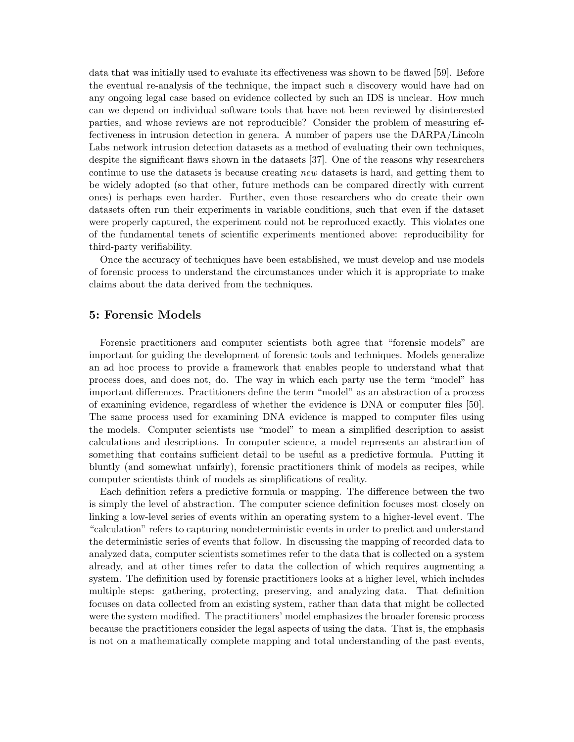data that was initially used to evaluate its effectiveness was shown to be flawed [59]. Before the eventual re-analysis of the technique, the impact such a discovery would have had on any ongoing legal case based on evidence collected by such an IDS is unclear. How much can we depend on individual software tools that have not been reviewed by disinterested parties, and whose reviews are not reproducible? Consider the problem of measuring effectiveness in intrusion detection in genera. A number of papers use the DARPA/Lincoln Labs network intrusion detection datasets as a method of evaluating their own techniques, despite the significant flaws shown in the datasets [37]. One of the reasons why researchers continue to use the datasets is because creating *new* datasets is hard, and getting them to be widely adopted (so that other, future methods can be compared directly with current ones) is perhaps even harder. Further, even those researchers who do create their own datasets often run their experiments in variable conditions, such that even if the dataset were properly captured, the experiment could not be reproduced exactly. This violates one of the fundamental tenets of scientific experiments mentioned above: reproducibility for third-party verifiability.

Once the accuracy of techniques have been established, we must develop and use models of forensic process to understand the circumstances under which it is appropriate to make claims about the data derived from the techniques.

## 5: Forensic Models

Forensic practitioners and computer scientists both agree that "forensic models" are important for guiding the development of forensic tools and techniques. Models generalize an ad hoc process to provide a framework that enables people to understand what that process does, and does not, do. The way in which each party use the term "model" has important differences. Practitioners define the term "model" as an abstraction of a process of examining evidence, regardless of whether the evidence is DNA or computer files [50]. The same process used for examining DNA evidence is mapped to computer files using the models. Computer scientists use "model" to mean a simplified description to assist calculations and descriptions. In computer science, a model represents an abstraction of something that contains sufficient detail to be useful as a predictive formula. Putting it bluntly (and somewhat unfairly), forensic practitioners think of models as recipes, while computer scientists think of models as simplifications of reality.

Each definition refers a predictive formula or mapping. The difference between the two is simply the level of abstraction. The computer science definition focuses most closely on linking a low-level series of events within an operating system to a higher-level event. The "calculation" refers to capturing nondeterministic events in order to predict and understand the deterministic series of events that follow. In discussing the mapping of recorded data to analyzed data, computer scientists sometimes refer to the data that is collected on a system already, and at other times refer to data the collection of which requires augmenting a system. The definition used by forensic practitioners looks at a higher level, which includes multiple steps: gathering, protecting, preserving, and analyzing data. That definition focuses on data collected from an existing system, rather than data that might be collected were the system modified. The practitioners' model emphasizes the broader forensic process because the practitioners consider the legal aspects of using the data. That is, the emphasis is not on a mathematically complete mapping and total understanding of the past events,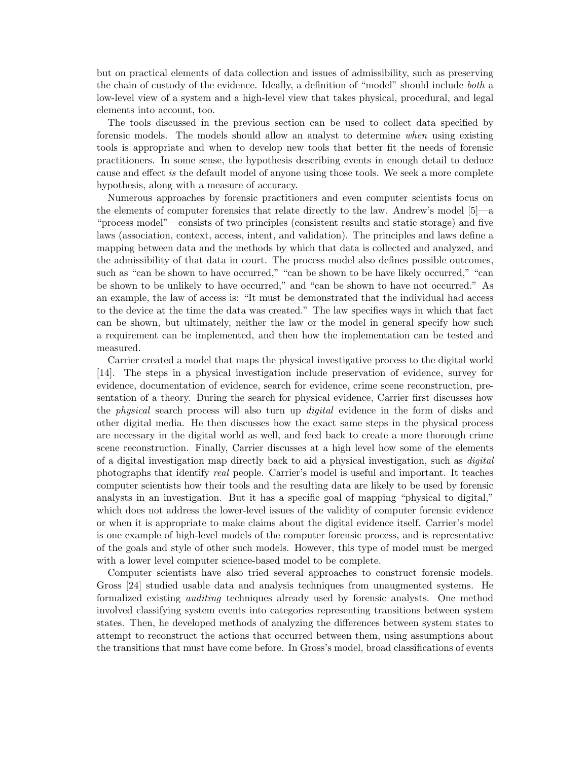but on practical elements of data collection and issues of admissibility, such as preserving the chain of custody of the evidence. Ideally, a definition of "model" should include *both* a low-level view of a system and a high-level view that takes physical, procedural, and legal elements into account, too.

The tools discussed in the previous section can be used to collect data specified by forensic models. The models should allow an analyst to determine *when* using existing tools is appropriate and when to develop new tools that better fit the needs of forensic practitioners. In some sense, the hypothesis describing events in enough detail to deduce cause and effect *is* the default model of anyone using those tools. We seek a more complete hypothesis, along with a measure of accuracy.

Numerous approaches by forensic practitioners and even computer scientists focus on the elements of computer forensics that relate directly to the law. Andrew's model [5]—a "process model"—consists of two principles (consistent results and static storage) and five laws (association, context, access, intent, and validation). The principles and laws define a mapping between data and the methods by which that data is collected and analyzed, and the admissibility of that data in court. The process model also defines possible outcomes, such as "can be shown to have occurred," "can be shown to be have likely occurred," "can be shown to be unlikely to have occurred," and "can be shown to have not occurred." As an example, the law of access is: "It must be demonstrated that the individual had access to the device at the time the data was created." The law specifies ways in which that fact can be shown, but ultimately, neither the law or the model in general specify how such a requirement can be implemented, and then how the implementation can be tested and measured.

Carrier created a model that maps the physical investigative process to the digital world [14]. The steps in a physical investigation include preservation of evidence, survey for evidence, documentation of evidence, search for evidence, crime scene reconstruction, presentation of a theory. During the search for physical evidence, Carrier first discusses how the *physical* search process will also turn up *digital* evidence in the form of disks and other digital media. He then discusses how the exact same steps in the physical process are necessary in the digital world as well, and feed back to create a more thorough crime scene reconstruction. Finally, Carrier discusses at a high level how some of the elements of a digital investigation map directly back to aid a physical investigation, such as *digital* photographs that identify *real* people. Carrier's model is useful and important. It teaches computer scientists how their tools and the resulting data are likely to be used by forensic analysts in an investigation. But it has a specific goal of mapping "physical to digital," which does not address the lower-level issues of the validity of computer forensic evidence or when it is appropriate to make claims about the digital evidence itself. Carrier's model is one example of high-level models of the computer forensic process, and is representative of the goals and style of other such models. However, this type of model must be merged with a lower level computer science-based model to be complete.

Computer scientists have also tried several approaches to construct forensic models. Gross [24] studied usable data and analysis techniques from unaugmented systems. He formalized existing *auditing* techniques already used by forensic analysts. One method involved classifying system events into categories representing transitions between system states. Then, he developed methods of analyzing the differences between system states to attempt to reconstruct the actions that occurred between them, using assumptions about the transitions that must have come before. In Gross's model, broad classifications of events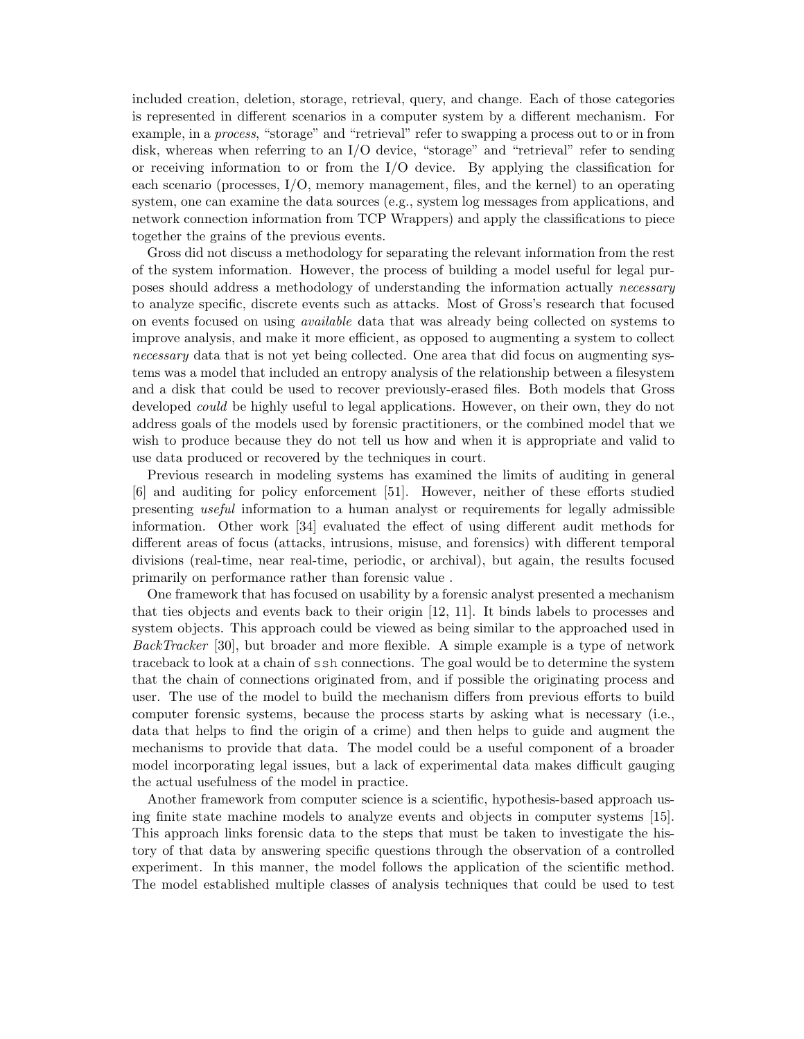included creation, deletion, storage, retrieval, query, and change. Each of those categories is represented in different scenarios in a computer system by a different mechanism. For example, in a *process*, "storage" and "retrieval" refer to swapping a process out to or in from disk, whereas when referring to an I/O device, "storage" and "retrieval" refer to sending or receiving information to or from the I/O device. By applying the classification for each scenario (processes, I/O, memory management, files, and the kernel) to an operating system, one can examine the data sources (e.g., system log messages from applications, and network connection information from TCP Wrappers) and apply the classifications to piece together the grains of the previous events.

Gross did not discuss a methodology for separating the relevant information from the rest of the system information. However, the process of building a model useful for legal purposes should address a methodology of understanding the information actually *necessary* to analyze specific, discrete events such as attacks. Most of Gross's research that focused on events focused on using *available* data that was already being collected on systems to improve analysis, and make it more efficient, as opposed to augmenting a system to collect *necessary* data that is not yet being collected. One area that did focus on augmenting systems was a model that included an entropy analysis of the relationship between a filesystem and a disk that could be used to recover previously-erased files. Both models that Gross developed *could* be highly useful to legal applications. However, on their own, they do not address goals of the models used by forensic practitioners, or the combined model that we wish to produce because they do not tell us how and when it is appropriate and valid to use data produced or recovered by the techniques in court.

Previous research in modeling systems has examined the limits of auditing in general [6] and auditing for policy enforcement [51]. However, neither of these efforts studied presenting *useful* information to a human analyst or requirements for legally admissible information. Other work [34] evaluated the effect of using different audit methods for different areas of focus (attacks, intrusions, misuse, and forensics) with different temporal divisions (real-time, near real-time, periodic, or archival), but again, the results focused primarily on performance rather than forensic value .

One framework that has focused on usability by a forensic analyst presented a mechanism that ties objects and events back to their origin [12, 11]. It binds labels to processes and system objects. This approach could be viewed as being similar to the approached used in *BackTracker* [30], but broader and more flexible. A simple example is a type of network traceback to look at a chain of `ssh` connections. The goal would be to determine the system that the chain of connections originated from, and if possible the originating process and user. The use of the model to build the mechanism differs from previous efforts to build computer forensic systems, because the process starts by asking what is necessary (i.e., data that helps to find the origin of a crime) and then helps to guide and augment the mechanisms to provide that data. The model could be a useful component of a broader model incorporating legal issues, but a lack of experimental data makes difficult gauging the actual usefulness of the model in practice.

Another framework from computer science is a scientific, hypothesis-based approach using finite state machine models to analyze events and objects in computer systems [15]. This approach links forensic data to the steps that must be taken to investigate the history of that data by answering specific questions through the observation of a controlled experiment. In this manner, the model follows the application of the scientific method. The model established multiple classes of analysis techniques that could be used to test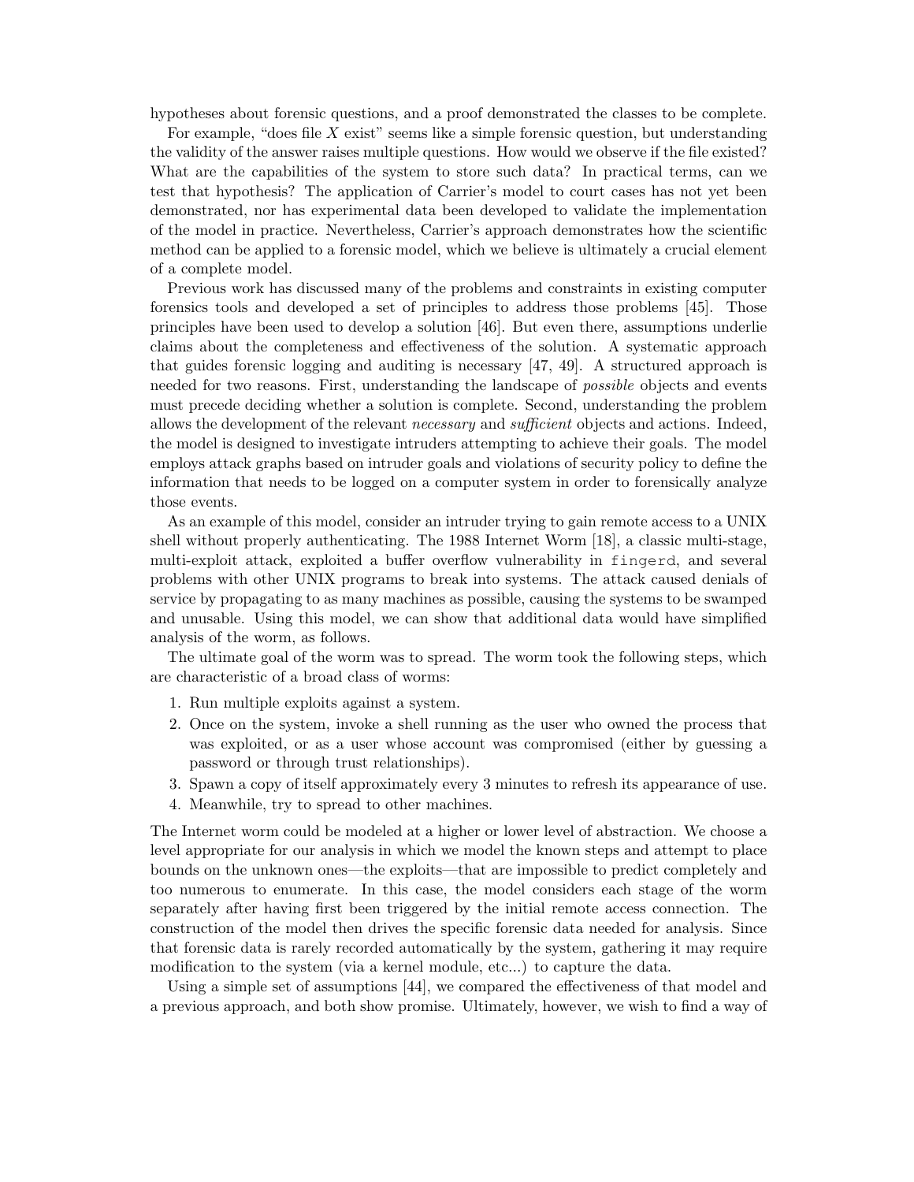hypotheses about forensic questions, and a proof demonstrated the classes to be complete.

For example, "does file $X$ exist" seems like a simple forensic question, but understanding the validity of the answer raises multiple questions. How would we observe if the file existed? What are the capabilities of the system to store such data? In practical terms, can we test that hypothesis? The application of Carrier's model to court cases has not yet been demonstrated, nor has experimental data been developed to validate the implementation of the model in practice. Nevertheless, Carrier's approach demonstrates how the scientific method can be applied to a forensic model, which we believe is ultimately a crucial element of a complete model.

Previous work has discussed many of the problems and constraints in existing computer forensics tools and developed a set of principles to address those problems [45]. Those principles have been used to develop a solution [46]. But even there, assumptions underlie claims about the completeness and effectiveness of the solution. A systematic approach that guides forensic logging and auditing is necessary [47, 49]. A structured approach is needed for two reasons. First, understanding the landscape of *possible* objects and events must precede deciding whether a solution is complete. Second, understanding the problem allows the development of the relevant *necessary* and *sufficient* objects and actions. Indeed, the model is designed to investigate intruders attempting to achieve their goals. The model employs attack graphs based on intruder goals and violations of security policy to define the information that needs to be logged on a computer system in order to forensically analyze those events.

As an example of this model, consider an intruder trying to gain remote access to a UNIX shell without properly authenticating. The 1988 Internet Worm [18], a classic multi-stage, multi-exploit attack, exploited a buffer overflow vulnerability in `fingerd`, and several problems with other UNIX programs to break into systems. The attack caused denials of service by propagating to as many machines as possible, causing the systems to be swamped and unusable. Using this model, we can show that additional data would have simplified analysis of the worm, as follows.

The ultimate goal of the worm was to spread. The worm took the following steps, which are characteristic of a broad class of worms:

1. Run multiple exploits against a system.
2. Once on the system, invoke a shell running as the user who owned the process that was exploited, or as a user whose account was compromised (either by guessing a password or through trust relationships).
3. Spawn a copy of itself approximately every 3 minutes to refresh its appearance of use.
4. Meanwhile, try to spread to other machines.

The Internet worm could be modeled at a higher or lower level of abstraction. We choose a level appropriate for our analysis in which we model the known steps and attempt to place bounds on the unknown ones—the exploits—that are impossible to predict completely and too numerous to enumerate. In this case, the model considers each stage of the worm separately after having first been triggered by the initial remote access connection. The construction of the model then drives the specific forensic data needed for analysis. Since that forensic data is rarely recorded automatically by the system, gathering it may require modification to the system (via a kernel module, etc...) to capture the data.

Using a simple set of assumptions [44], we compared the effectiveness of that model and a previous approach, and both show promise. Ultimately, however, we wish to find a way of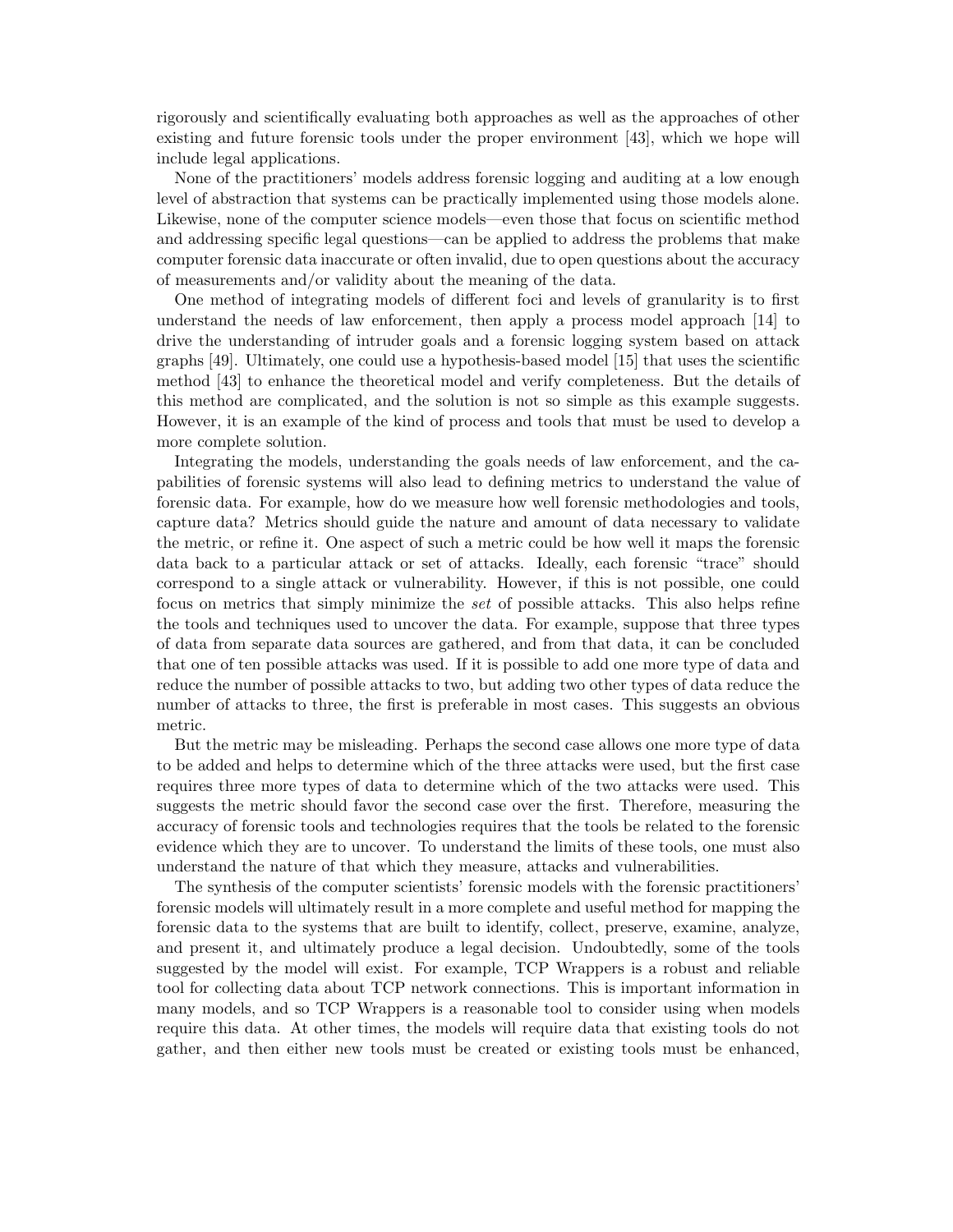rigorously and scientifically evaluating both approaches as well as the approaches of other existing and future forensic tools under the proper environment [43], which we hope will include legal applications.

None of the practitioners' models address forensic logging and auditing at a low enough level of abstraction that systems can be practically implemented using those models alone. Likewise, none of the computer science models—even those that focus on scientific method and addressing specific legal questions—can be applied to address the problems that make computer forensic data inaccurate or often invalid, due to open questions about the accuracy of measurements and/or validity about the meaning of the data.

One method of integrating models of different foci and levels of granularity is to first understand the needs of law enforcement, then apply a process model approach [14] to drive the understanding of intruder goals and a forensic logging system based on attack graphs [49]. Ultimately, one could use a hypothesis-based model [15] that uses the scientific method [43] to enhance the theoretical model and verify completeness. But the details of this method are complicated, and the solution is not so simple as this example suggests. However, it is an example of the kind of process and tools that must be used to develop a more complete solution.

Integrating the models, understanding the goals needs of law enforcement, and the capabilities of forensic systems will also lead to defining metrics to understand the value of forensic data. For example, how do we measure how well forensic methodologies and tools, capture data? Metrics should guide the nature and amount of data necessary to validate the metric, or refine it. One aspect of such a metric could be how well it maps the forensic data back to a particular attack or set of attacks. Ideally, each forensic "trace" should correspond to a single attack or vulnerability. However, if this is not possible, one could focus on metrics that simply minimize the *set* of possible attacks. This also helps refine the tools and techniques used to uncover the data. For example, suppose that three types of data from separate data sources are gathered, and from that data, it can be concluded that one of ten possible attacks was used. If it is possible to add one more type of data and reduce the number of possible attacks to two, but adding two other types of data reduce the number of attacks to three, the first is preferable in most cases. This suggests an obvious metric.

But the metric may be misleading. Perhaps the second case allows one more type of data to be added and helps to determine which of the three attacks were used, but the first case requires three more types of data to determine which of the two attacks were used. This suggests the metric should favor the second case over the first. Therefore, measuring the accuracy of forensic tools and technologies requires that the tools be related to the forensic evidence which they are to uncover. To understand the limits of these tools, one must also understand the nature of that which they measure, attacks and vulnerabilities.

The synthesis of the computer scientists' forensic models with the forensic practitioners' forensic models will ultimately result in a more complete and useful method for mapping the forensic data to the systems that are built to identify, collect, preserve, examine, analyze, and present it, and ultimately produce a legal decision. Undoubtedly, some of the tools suggested by the model will exist. For example, TCP Wrappers is a robust and reliable tool for collecting data about TCP network connections. This is important information in many models, and so TCP Wrappers is a reasonable tool to consider using when models require this data. At other times, the models will require data that existing tools do not gather, and then either new tools must be created or existing tools must be enhanced,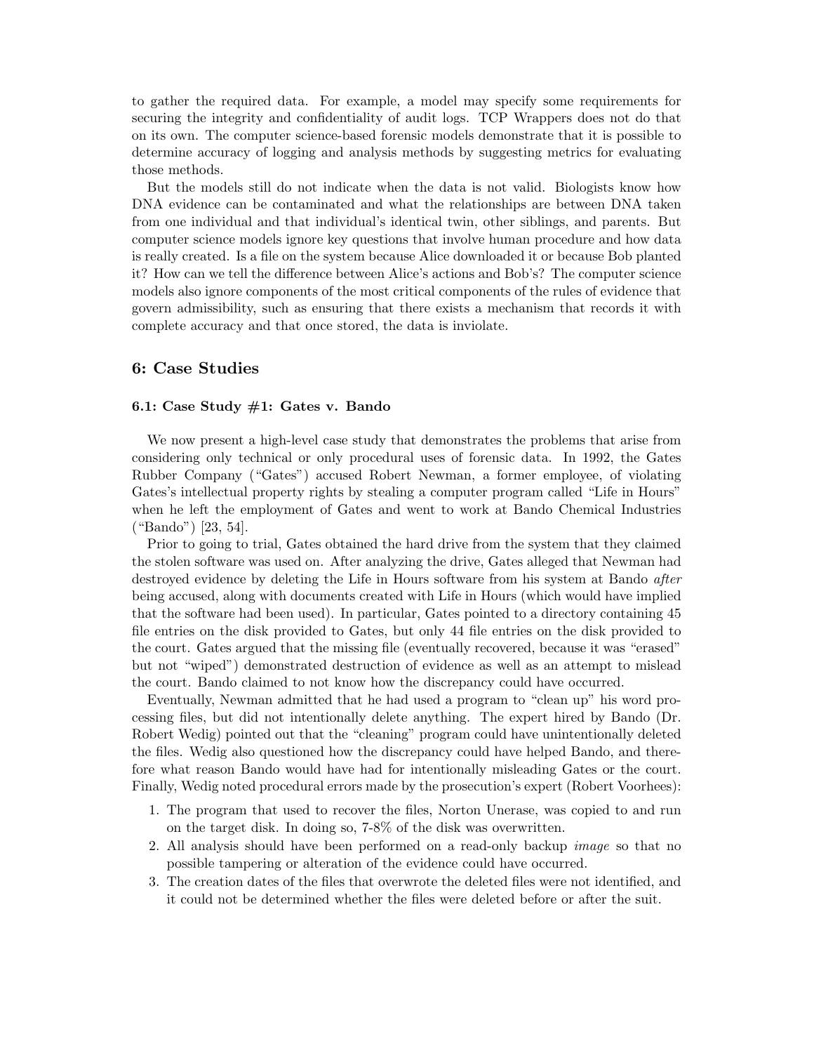to gather the required data. For example, a model may specify some requirements for securing the integrity and confidentiality of audit logs. TCP Wrappers does not do that on its own. The computer science-based forensic models demonstrate that it is possible to determine accuracy of logging and analysis methods by suggesting metrics for evaluating those methods.

But the models still do not indicate when the data is not valid. Biologists know how DNA evidence can be contaminated and what the relationships are between DNA taken from one individual and that individual's identical twin, other siblings, and parents. But computer science models ignore key questions that involve human procedure and how data is really created. Is a file on the system because Alice downloaded it or because Bob planted it? How can we tell the difference between Alice's actions and Bob's? The computer science models also ignore components of the most critical components of the rules of evidence that govern admissibility, such as ensuring that there exists a mechanism that records it with complete accuracy and that once stored, the data is inviolate.

## 6: Case Studies

### 6.1: Case Study #1: Gates v. Bando

We now present a high-level case study that demonstrates the problems that arise from considering only technical or only procedural uses of forensic data. In 1992, the Gates Rubber Company ("Gates") accused Robert Newman, a former employee, of violating Gates's intellectual property rights by stealing a computer program called "Life in Hours" when he left the employment of Gates and went to work at Bando Chemical Industries ("Bando") [23, 54].

Prior to going to trial, Gates obtained the hard drive from the system that they claimed the stolen software was used on. After analyzing the drive, Gates alleged that Newman had destroyed evidence by deleting the Life in Hours software from his system at Bando *after* being accused, along with documents created with Life in Hours (which would have implied that the software had been used). In particular, Gates pointed to a directory containing 45 file entries on the disk provided to Gates, but only 44 file entries on the disk provided to the court. Gates argued that the missing file (eventually recovered, because it was "erased" but not "wiped") demonstrated destruction of evidence as well as an attempt to mislead the court. Bando claimed to not know how the discrepancy could have occurred.

Eventually, Newman admitted that he had used a program to "clean up" his word processing files, but did not intentionally delete anything. The expert hired by Bando (Dr. Robert Wedig) pointed out that the "cleaning" program could have unintentionally deleted the files. Wedig also questioned how the discrepancy could have helped Bando, and therefore what reason Bando would have had for intentionally misleading Gates or the court. Finally, Wedig noted procedural errors made by the prosecution's expert (Robert Voorhees):

1. The program that used to recover the files, Norton Unerase, was copied to and run on the target disk. In doing so, 7-8% of the disk was overwritten.
2. All analysis should have been performed on a read-only backup *image* so that no possible tampering or alteration of the evidence could have occurred.
3. The creation dates of the files that overwrote the deleted files were not identified, and it could not be determined whether the files were deleted before or after the suit.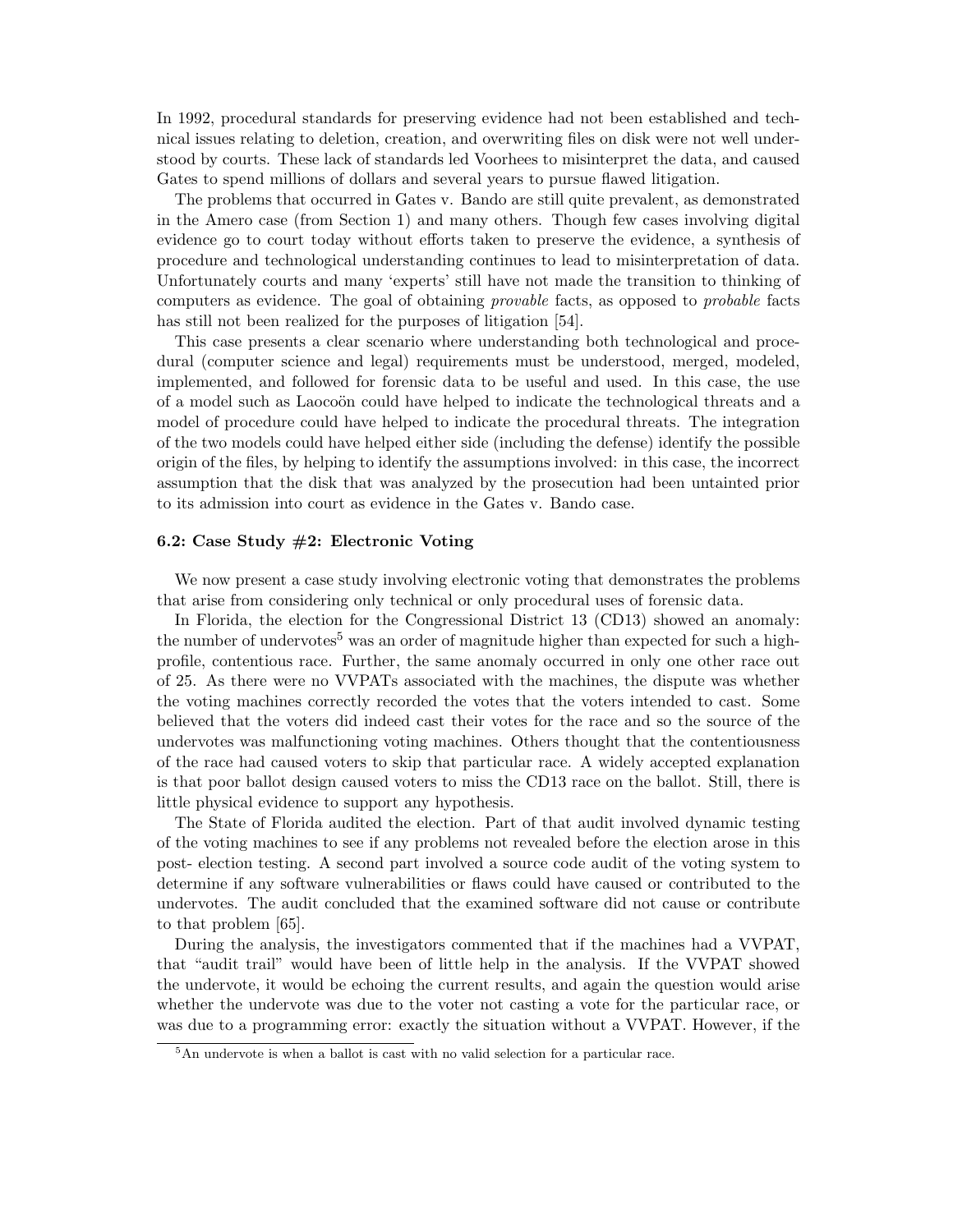In 1992, procedural standards for preserving evidence had not been established and technical issues relating to deletion, creation, and overwriting files on disk were not well understood by courts. These lack of standards led Voorhees to misinterpret the data, and caused Gates to spend millions of dollars and several years to pursue flawed litigation.

The problems that occurred in Gates v. Bando are still quite prevalent, as demonstrated in the Amero case (from Section 1) and many others. Though few cases involving digital evidence go to court today without efforts taken to preserve the evidence, a synthesis of procedure and technological understanding continues to lead to misinterpretation of data. Unfortunately courts and many 'experts' still have not made the transition to thinking of computers as evidence. The goal of obtaining *provable* facts, as opposed to *probable* facts has still not been realized for the purposes of litigation [54].

This case presents a clear scenario where understanding both technological and procedural (computer science and legal) requirements must be understood, merged, modeled, implemented, and followed for forensic data to be useful and used. In this case, the use of a model such as Laocoön could have helped to indicate the technological threats and a model of procedure could have helped to indicate the procedural threats. The integration of the two models could have helped either side (including the defense) identify the possible origin of the files, by helping to identify the assumptions involved: in this case, the incorrect assumption that the disk that was analyzed by the prosecution had been untainted prior to its admission into court as evidence in the Gates v. Bando case.

#### 6.2: Case Study #2: Electronic Voting

We now present a case study involving electronic voting that demonstrates the problems that arise from considering only technical or only procedural uses of forensic data.

In Florida, the election for the Congressional District 13 (CD13) showed an anomaly: the number of undervotes[5] was an order of magnitude higher than expected for such a high-profile, contentious race. Further, the same anomaly occurred in only one other race out of 25. As there were no VVPATs associated with the machines, the dispute was whether the voting machines correctly recorded the votes that the voters intended to cast. Some believed that the voters did indeed cast their votes for the race and so the source of the undervotes was malfunctioning voting machines. Others thought that the contentiousness of the race had caused voters to skip that particular race. A widely accepted explanation is that poor ballot design caused voters to miss the CD13 race on the ballot. Still, there is little physical evidence to support any hypothesis.

The State of Florida audited the election. Part of that audit involved dynamic testing of the voting machines to see if any problems not revealed before the election arose in this post- election testing. A second part involved a source code audit of the voting system to determine if any software vulnerabilities or flaws could have caused or contributed to the undervotes. The audit concluded that the examined software did not cause or contribute to that problem [65].

During the analysis, the investigators commented that if the machines had a VVPAT, that "audit trail" would have been of little help in the analysis. If the VVPAT showed the undervote, it would be echoing the current results, and again the question would arise whether the undervote was due to the voter not casting a vote for the particular race, or was due to a programming error: exactly the situation without a VVPAT. However, if the

[5] An undervote is when a ballot is cast with no valid selection for a particular race.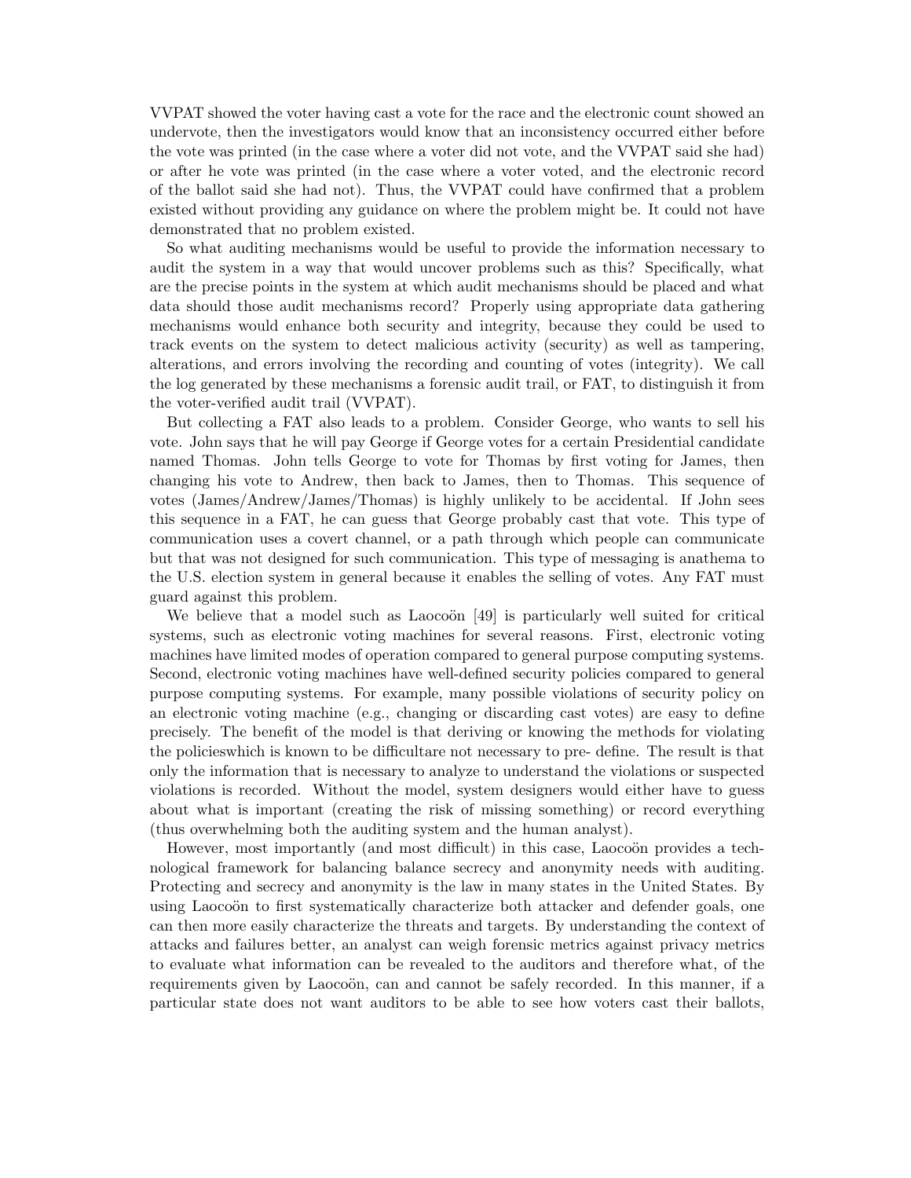VVPAT showed the voter having cast a vote for the race and the electronic count showed an undervote, then the investigators would know that an inconsistency occurred either before the vote was printed (in the case where a voter did not vote, and the VVPAT said she had) or after he vote was printed (in the case where a voter voted, and the electronic record of the ballot said she had not). Thus, the VVPAT could have confirmed that a problem existed without providing any guidance on where the problem might be. It could not have demonstrated that no problem existed.

So what auditing mechanisms would be useful to provide the information necessary to audit the system in a way that would uncover problems such as this? Specifically, what are the precise points in the system at which audit mechanisms should be placed and what data should those audit mechanisms record? Properly using appropriate data gathering mechanisms would enhance both security and integrity, because they could be used to track events on the system to detect malicious activity (security) as well as tampering, alterations, and errors involving the recording and counting of votes (integrity). We call the log generated by these mechanisms a forensic audit trail, or FAT, to distinguish it from the voter-verified audit trail (VVPAT).

But collecting a FAT also leads to a problem. Consider George, who wants to sell his vote. John says that he will pay George if George votes for a certain Presidential candidate named Thomas. John tells George to vote for Thomas by first voting for James, then changing his vote to Andrew, then back to James, then to Thomas. This sequence of votes (James/Andrew/James/Thomas) is highly unlikely to be accidental. If John sees this sequence in a FAT, he can guess that George probably cast that vote. This type of communication uses a covert channel, or a path through which people can communicate but that was not designed for such communication. This type of messaging is anathema to the U.S. election system in general because it enables the selling of votes. Any FAT must guard against this problem.

We believe that a model such as Laocoön [49] is particularly well suited for critical systems, such as electronic voting machines for several reasons. First, electronic voting machines have limited modes of operation compared to general purpose computing systems. Second, electronic voting machines have well-defined security policies compared to general purpose computing systems. For example, many possible violations of security policy on an electronic voting machine (e.g., changing or discarding cast votes) are easy to define precisely. The benefit of the model is that deriving or knowing the methods for violating the policieswhich is known to be difficultare not necessary to pre- define. The result is that only the information that is necessary to analyze to understand the violations or suspected violations is recorded. Without the model, system designers would either have to guess about what is important (creating the risk of missing something) or record everything (thus overwhelming both the auditing system and the human analyst).

However, most importantly (and most difficult) in this case, Laocoön provides a technological framework for balancing balance secrecy and anonymity needs with auditing. Protecting and secrecy and anonymity is the law in many states in the United States. By using Laocoön to first systematically characterize both attacker and defender goals, one can then more easily characterize the threats and targets. By understanding the context of attacks and failures better, an analyst can weigh forensic metrics against privacy metrics to evaluate what information can be revealed to the auditors and therefore what, of the requirements given by Laocoön, can and cannot be safely recorded. In this manner, if a particular state does not want auditors to be able to see how voters cast their ballots,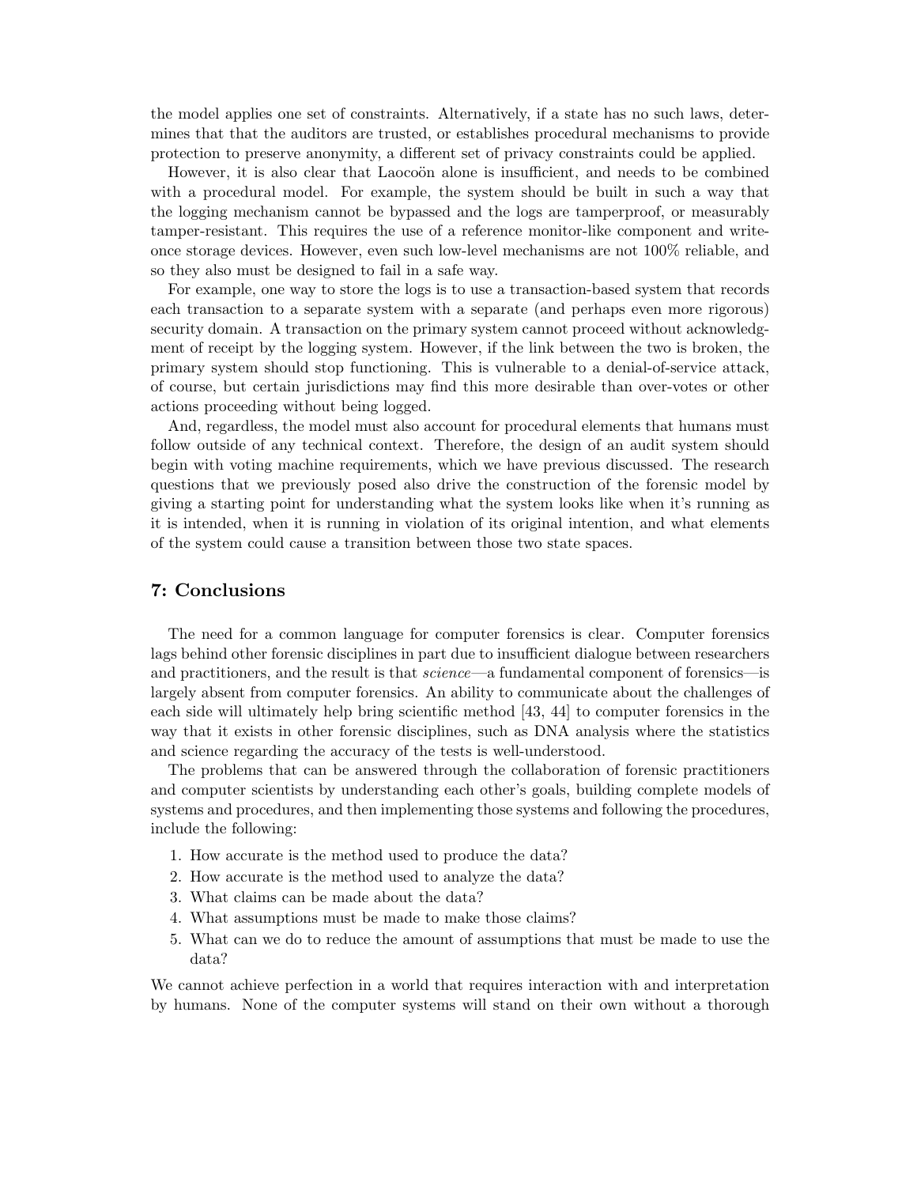the model applies one set of constraints. Alternatively, if a state has no such laws, determines that that the auditors are trusted, or establishes procedural mechanisms to provide protection to preserve anonymity, a different set of privacy constraints could be applied.

However, it is also clear that Laocoön alone is insufficient, and needs to be combined with a procedural model. For example, the system should be built in such a way that the logging mechanism cannot be bypassed and the logs are tamperproof, or measurably tamper-resistant. This requires the use of a reference monitor-like component and write-once storage devices. However, even such low-level mechanisms are not 100% reliable, and so they also must be designed to fail in a safe way.

For example, one way to store the logs is to use a transaction-based system that records each transaction to a separate system with a separate (and perhaps even more rigorous) security domain. A transaction on the primary system cannot proceed without acknowledgment of receipt by the logging system. However, if the link between the two is broken, the primary system should stop functioning. This is vulnerable to a denial-of-service attack, of course, but certain jurisdictions may find this more desirable than over-votes or other actions proceeding without being logged.

And, regardless, the model must also account for procedural elements that humans must follow outside of any technical context. Therefore, the design of an audit system should begin with voting machine requirements, which we have previous discussed. The research questions that we previously posed also drive the construction of the forensic model by giving a starting point for understanding what the system looks like when it's running as it is intended, when it is running in violation of its original intention, and what elements of the system could cause a transition between those two state spaces.

## 7: Conclusions

The need for a common language for computer forensics is clear. Computer forensics lags behind other forensic disciplines in part due to insufficient dialogue between researchers and practitioners, and the result is that *science*—a fundamental component of forensics—is largely absent from computer forensics. An ability to communicate about the challenges of each side will ultimately help bring scientific method [43, 44] to computer forensics in the way that it exists in other forensic disciplines, such as DNA analysis where the statistics and science regarding the accuracy of the tests is well-understood.

The problems that can be answered through the collaboration of forensic practitioners and computer scientists by understanding each other's goals, building complete models of systems and procedures, and then implementing those systems and following the procedures, include the following:

1. How accurate is the method used to produce the data?
2. How accurate is the method used to analyze the data?
3. What claims can be made about the data?
4. What assumptions must be made to make those claims?
5. What can we do to reduce the amount of assumptions that must be made to use the data?

We cannot achieve perfection in a world that requires interaction with and interpretation by humans. None of the computer systems will stand on their own without a thorough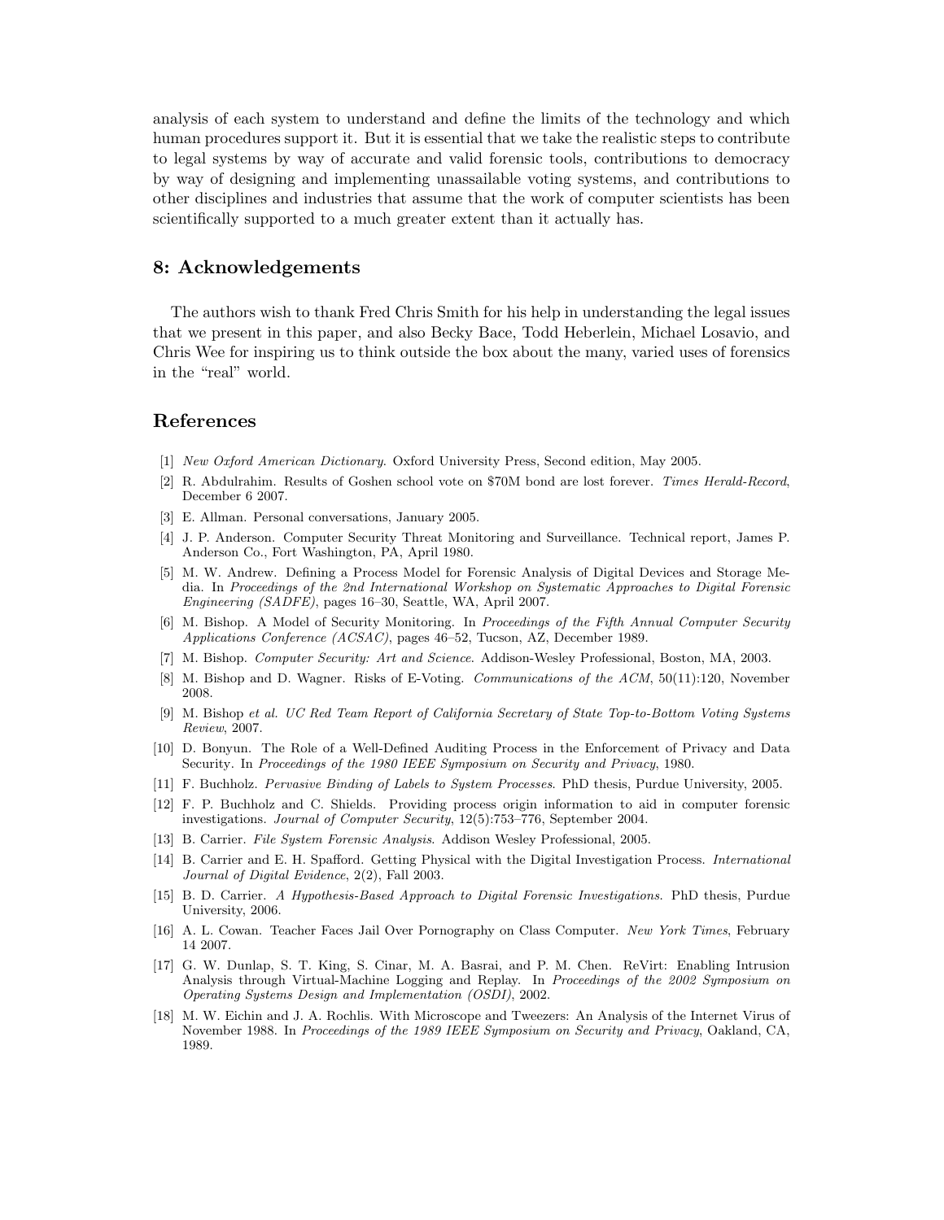analysis of each system to understand and define the limits of the technology and which human procedures support it. But it is essential that we take the realistic steps to contribute to legal systems by way of accurate and valid forensic tools, contributions to democracy by way of designing and implementing unassailable voting systems, and contributions to other disciplines and industries that assume that the work of computer scientists has been scientifically supported to a much greater extent than it actually has.

## 8: Acknowledgements

The authors wish to thank Fred Chris Smith for his help in understanding the legal issues that we present in this paper, and also Becky Bace, Todd Heberlein, Michael Losavio, and Chris Wee for inspiring us to think outside the box about the many, varied uses of forensics in the "real" world.

## References

[1] *New Oxford American Dictionary*. Oxford University Press, Second edition, May 2005.

[2] R. Abdulrahim. Results of Goshen school vote on $70M bond are lost forever. *Times Herald-Record*, December 6 2007.

[3] E. Allman. Personal conversations, January 2005.

[4] J. P. Anderson. Computer Security Threat Monitoring and Surveillance. Technical report, James P. Anderson Co., Fort Washington, PA, April 1980.

[5] M. W. Andrew. Defining a Process Model for Forensic Analysis of Digital Devices and Storage Media. In *Proceedings of the 2nd International Workshop on Systematic Approaches to Digital Forensic Engineering (SADFE)*, pages 16–30, Seattle, WA, April 2007.

[6] M. Bishop. A Model of Security Monitoring. In *Proceedings of the Fifth Annual Computer Security Applications Conference (ACSAC)*, pages 46–52, Tucson, AZ, December 1989.

[7] M. Bishop. *Computer Security: Art and Science*. Addison-Wesley Professional, Boston, MA, 2003.

[8] M. Bishop and D. Wagner. Risks of E-Voting. *Communications of the ACM*, 50(11):120, November 2008.

[9] M. Bishop *et al. UC Red Team Report of California Secretary of State Top-to-Bottom Voting Systems Review*, 2007.

[10] D. Bonyun. The Role of a Well-Defined Auditing Process in the Enforcement of Privacy and Data Security. In *Proceedings of the 1980 IEEE Symposium on Security and Privacy*, 1980.

[11] F. Buchholz. *Pervasive Binding of Labels to System Processes*. PhD thesis, Purdue University, 2005.

[12] F. P. Buchholz and C. Shields. Providing process origin information to aid in computer forensic investigations. *Journal of Computer Security*, 12(5):753–776, September 2004.

[13] B. Carrier. *File System Forensic Analysis*. Addison Wesley Professional, 2005.

[14] B. Carrier and E. H. Spafford. Getting Physical with the Digital Investigation Process. *International Journal of Digital Evidence*, 2(2), Fall 2003.

[15] B. D. Carrier. *A Hypothesis-Based Approach to Digital Forensic Investigations*. PhD thesis, Purdue University, 2006.

[16] A. L. Cowan. Teacher Faces Jail Over Pornography on Class Computer. *New York Times*, February 14 2007.

[17] G. W. Dunlap, S. T. King, S. Cinar, M. A. Basrai, and P. M. Chen. ReVirt: Enabling Intrusion Analysis through Virtual-Machine Logging and Replay. In *Proceedings of the 2002 Symposium on Operating Systems Design and Implementation (OSDI)*, 2002.

[18] M. W. Eichin and J. A. Rochlis. With Microscope and Tweezers: An Analysis of the Internet Virus of November 1988. In *Proceedings of the 1989 IEEE Symposium on Security and Privacy*, Oakland, CA, 1989.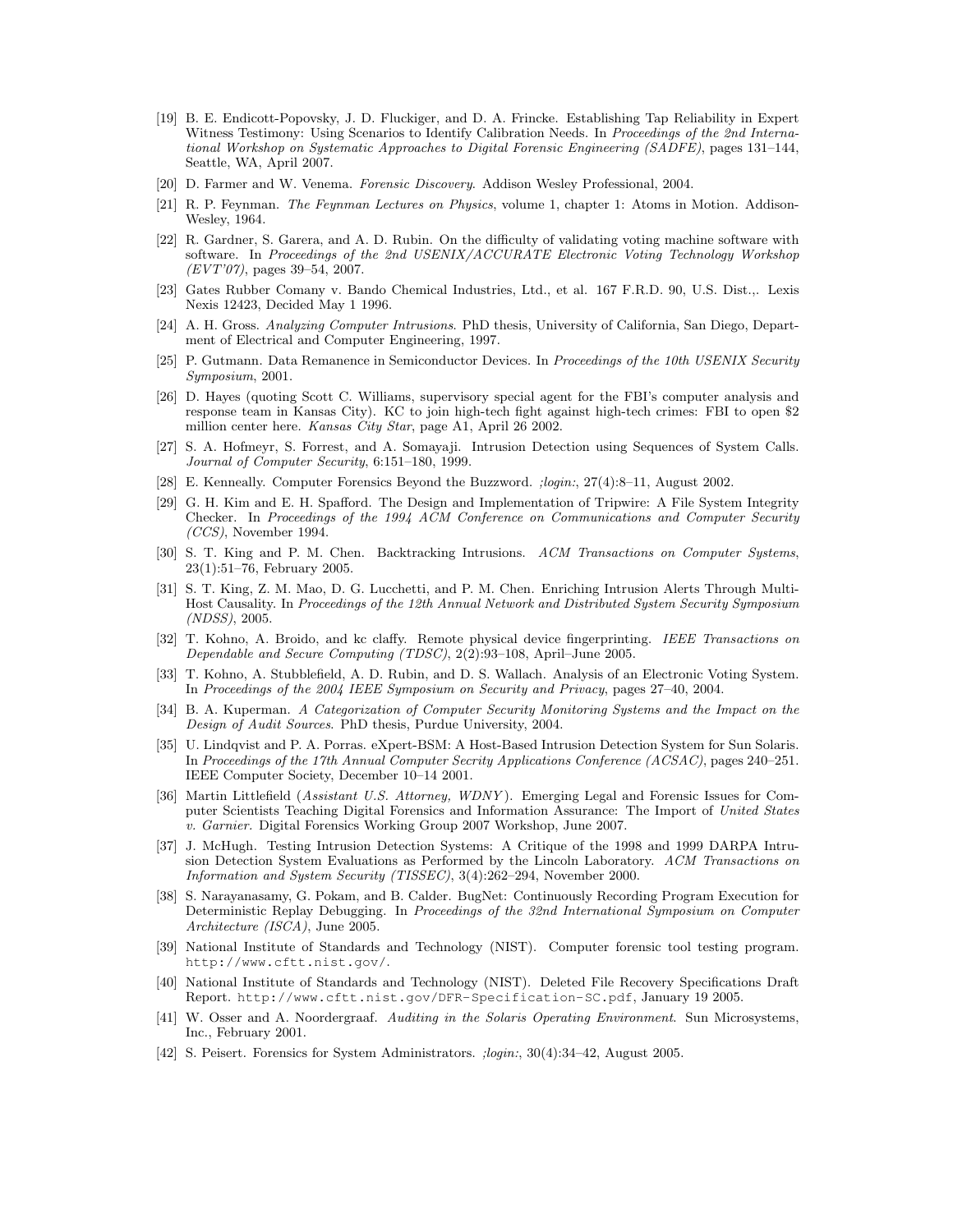[19] B. E. Endicott-Popovsky, J. D. Fluckiger, and D. A. Frincke. Establishing Tap Reliability in Expert Witness Testimony: Using Scenarios to Identify Calibration Needs. In *Proceedings of the 2nd International Workshop on Systematic Approaches to Digital Forensic Engineering (SADFE)*, pages 131–144, Seattle, WA, April 2007.

[20] D. Farmer and W. Venema. *Forensic Discovery*. Addison Wesley Professional, 2004.

[21] R. P. Feynman. *The Feynman Lectures on Physics*, volume 1, chapter 1: Atoms in Motion. Addison-Wesley, 1964.

[22] R. Gardner, S. Garera, and A. D. Rubin. On the difficulty of validating voting machine software with software. In *Proceedings of the 2nd USENIX/ACCURATE Electronic Voting Technology Workshop (EVT'07)*, pages 39–54, 2007.

[23] Gates Rubber Comany v. Bando Chemical Industries, Ltd., et al. 167 F.R.D. 90, U.S. Dist.,. Lexis Nexis 12423, Decided May 1 1996.

[24] A. H. Gross. *Analyzing Computer Intrusions*. PhD thesis, University of California, San Diego, Department of Electrical and Computer Engineering, 1997.

[25] P. Gutmann. Data Remanence in Semiconductor Devices. In *Proceedings of the 10th USENIX Security Symposium*, 2001.

[26] D. Hayes (quoting Scott C. Williams, supervisory special agent for the FBI's computer analysis and response team in Kansas City). KC to join high-tech fight against high-tech crimes: FBI to open $2 million center here. *Kansas City Star*, page A1, April 26 2002.

[27] S. A. Hofmeyr, S. Forrest, and A. Somayaji. Intrusion Detection using Sequences of System Calls. *Journal of Computer Security*, 6:151–180, 1999.

[28] E. Kenneally. Computer Forensics Beyond the Buzzword. *;login:*, 27(4):8–11, August 2002.

[29] G. H. Kim and E. H. Spafford. The Design and Implementation of Tripwire: A File System Integrity Checker. In *Proceedings of the 1994 ACM Conference on Communications and Computer Security (CCS)*, November 1994.

[30] S. T. King and P. M. Chen. Backtracking Intrusions. *ACM Transactions on Computer Systems*, 23(1):51–76, February 2005.

[31] S. T. King, Z. M. Mao, D. G. Lucchetti, and P. M. Chen. Enriching Intrusion Alerts Through Multi-Host Causality. In *Proceedings of the 12th Annual Network and Distributed System Security Symposium (NDSS)*, 2005.

[32] T. Kohno, A. Broido, and kc claffy. Remote physical device fingerprinting. *IEEE Transactions on Dependable and Secure Computing (TDSC)*, 2(2):93–108, April–June 2005.

[33] T. Kohno, A. Stubblefield, A. D. Rubin, and D. S. Wallach. Analysis of an Electronic Voting System. In *Proceedings of the 2004 IEEE Symposium on Security and Privacy*, pages 27–40, 2004.

[34] B. A. Kuperman. *A Categorization of Computer Security Monitoring Systems and the Impact on the Design of Audit Sources*. PhD thesis, Purdue University, 2004.

[35] U. Lindqvist and P. A. Porras. eXpert-BSM: A Host-Based Intrusion Detection System for Sun Solaris. In *Proceedings of the 17th Annual Computer Secrity Applications Conference (ACSAC)*, pages 240–251. IEEE Computer Society, December 10–14 2001.

[36] Martin Littlefield (*Assistant U.S. Attorney, WDNY*). Emerging Legal and Forensic Issues for Computer Scientists Teaching Digital Forensics and Information Assurance: The Import of *United States v. Garnier*. Digital Forensics Working Group 2007 Workshop, June 2007.

[37] J. McHugh. Testing Intrusion Detection Systems: A Critique of the 1998 and 1999 DARPA Intrusion Detection System Evaluations as Performed by the Lincoln Laboratory. *ACM Transactions on Information and System Security (TISSEC)*, 3(4):262–294, November 2000.

[38] S. Narayanasamy, G. Pokam, and B. Calder. BugNet: Continuously Recording Program Execution for Deterministic Replay Debugging. In *Proceedings of the 32nd International Symposium on Computer Architecture (ISCA)*, June 2005.

[39] National Institute of Standards and Technology (NIST). Computer forensic tool testing program. `http://www.cftt.nist.gov/`.

[40] National Institute of Standards and Technology (NIST). Deleted File Recovery Specifications Draft Report. `http://www.cftt.nist.gov/DFR-Specification-SC.pdf`, January 19 2005.

[41] W. Osser and A. Noordergraaf. *Auditing in the Solaris Operating Environment*. Sun Microsystems, Inc., February 2001.

[42] S. Peisert. Forensics for System Administrators. *;login:*, 30(4):34–42, August 2005.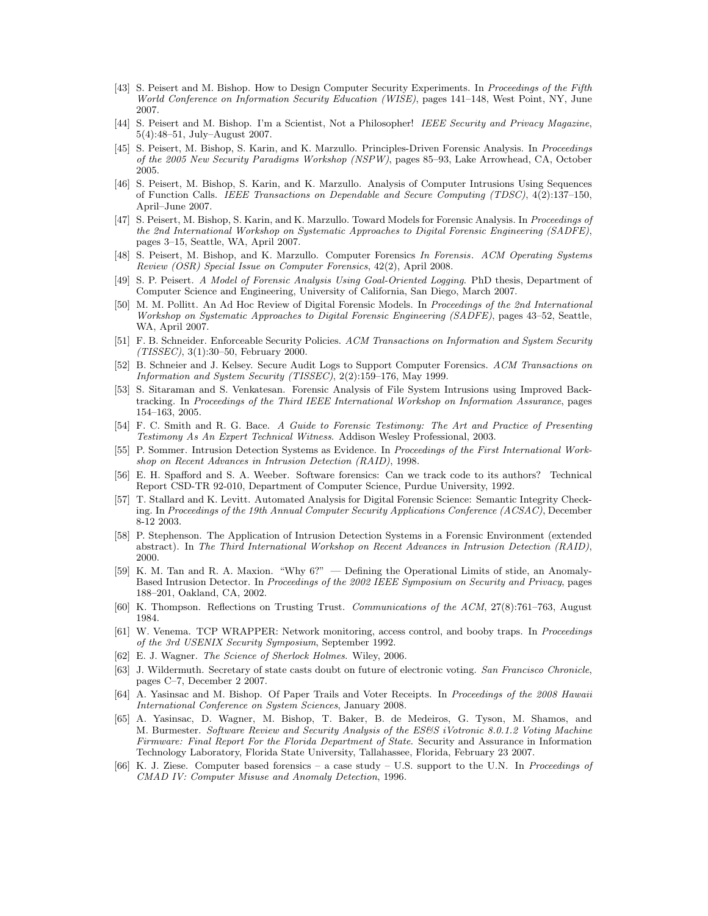[43] S. Peisert and M. Bishop. How to Design Computer Security Experiments. In *Proceedings of the Fifth World Conference on Information Security Education (WISE)*, pages 141–148, West Point, NY, June 2007.

[44] S. Peisert and M. Bishop. I'm a Scientist, Not a Philosopher! *IEEE Security and Privacy Magazine*, 5(4):48–51, July–August 2007.

[45] S. Peisert, M. Bishop, S. Karin, and K. Marzullo. Principles-Driven Forensic Analysis. In *Proceedings of the 2005 New Security Paradigms Workshop (NSPW)*, pages 85–93, Lake Arrowhead, CA, October 2005.

[46] S. Peisert, M. Bishop, S. Karin, and K. Marzullo. Analysis of Computer Intrusions Using Sequences of Function Calls. *IEEE Transactions on Dependable and Secure Computing (TDSC)*, 4(2):137–150, April–June 2007.

[47] S. Peisert, M. Bishop, S. Karin, and K. Marzullo. Toward Models for Forensic Analysis. In *Proceedings of the 2nd International Workshop on Systematic Approaches to Digital Forensic Engineering (SADFE)*, pages 3–15, Seattle, WA, April 2007.

[48] S. Peisert, M. Bishop, and K. Marzullo. Computer Forensics *In Forensis*. *ACM Operating Systems Review (OSR) Special Issue on Computer Forensics*, 42(2), April 2008.

[49] S. P. Peisert. *A Model of Forensic Analysis Using Goal-Oriented Logging*. PhD thesis, Department of Computer Science and Engineering, University of California, San Diego, March 2007.

[50] M. M. Pollitt. An Ad Hoc Review of Digital Forensic Models. In *Proceedings of the 2nd International Workshop on Systematic Approaches to Digital Forensic Engineering (SADFE)*, pages 43–52, Seattle, WA, April 2007.

[51] F. B. Schneider. Enforceable Security Policies. *ACM Transactions on Information and System Security (TISSEC)*, 3(1):30–50, February 2000.

[52] B. Schneier and J. Kelsey. Secure Audit Logs to Support Computer Forensics. *ACM Transactions on Information and System Security (TISSEC)*, 2(2):159–176, May 1999.

[53] S. Sitaraman and S. Venkatesan. Forensic Analysis of File System Intrusions using Improved Backtracking. In *Proceedings of the Third IEEE International Workshop on Information Assurance*, pages 154–163, 2005.

[54] F. C. Smith and R. G. Bace. *A Guide to Forensic Testimony: The Art and Practice of Presenting Testimony As An Expert Technical Witness*. Addison Wesley Professional, 2003.

[55] P. Sommer. Intrusion Detection Systems as Evidence. In *Proceedings of the First International Workshop on Recent Advances in Intrusion Detection (RAID)*, 1998.

[56] E. H. Spafford and S. A. Weeber. Software forensics: Can we track code to its authors? Technical Report CSD-TR 92-010, Department of Computer Science, Purdue University, 1992.

[57] T. Stallard and K. Levitt. Automated Analysis for Digital Forensic Science: Semantic Integrity Checking. In *Proceedings of the 19th Annual Computer Security Applications Conference (ACSAC)*, December 8-12 2003.

[58] P. Stephenson. The Application of Intrusion Detection Systems in a Forensic Environment (extended abstract). In *The Third International Workshop on Recent Advances in Intrusion Detection (RAID)*, 2000.

[59] K. M. Tan and R. A. Maxion. "Why 6?" — Defining the Operational Limits of stide, an Anomaly-Based Intrusion Detector. In *Proceedings of the 2002 IEEE Symposium on Security and Privacy*, pages 188–201, Oakland, CA, 2002.

[60] K. Thompson. Reflections on Trusting Trust. *Communications of the ACM*, 27(8):761–763, August 1984.

[61] W. Venema. TCP WRAPPER: Network monitoring, access control, and booby traps. In *Proceedings of the 3rd USENIX Security Symposium*, September 1992.

[62] E. J. Wagner. *The Science of Sherlock Holmes*. Wiley, 2006.

[63] J. Wildermuth. Secretary of state casts doubt on future of electronic voting. *San Francisco Chronicle*, pages C–7, December 2 2007.

[64] A. Yasinsac and M. Bishop. Of Paper Trails and Voter Receipts. In *Proceedings of the 2008 Hawaii International Conference on System Sciences*, January 2008.

[65] A. Yasinsac, D. Wagner, M. Bishop, T. Baker, B. de Medeiros, G. Tyson, M. Shamos, and M. Burmester. *Software Review and Security Analysis of the ES&S iVotronic 8.0.1.2 Voting Machine Firmware: Final Report For the Florida Department of State*. Security and Assurance in Information Technology Laboratory, Florida State University, Tallahassee, Florida, February 23 2007.

[66] K. J. Ziese. Computer based forensics – a case study – U.S. support to the U.N. In *Proceedings of CMAD IV: Computer Misuse and Anomaly Detection*, 1996.